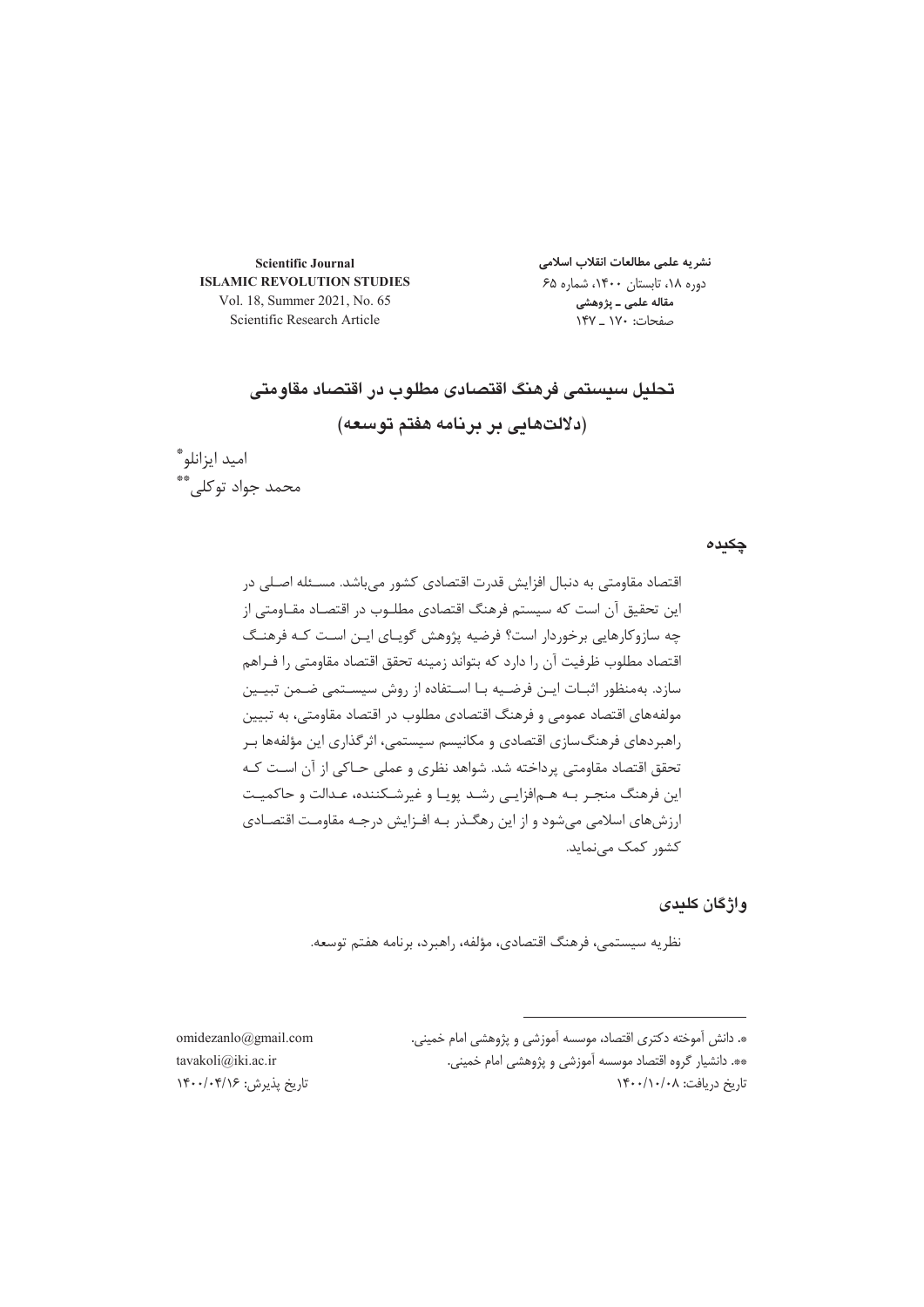**Scientific Journal**
**ISLAMIC REVOLUTION STUDIES**
Vol. 18, Summer 2021, No. 65
Scientific Research Article

**نشریه علمی مطالعات انقلاب اسلامی**
دوره ۱۸، تابستان ۱۴۰۰، شماره ۶۵
**مقاله علمی ـ پژوهشی**
صفحات: ۱۷۰ ـ ۱۴۷

# تحلیل سیستمی فرهنگ اقتصادی مطلوب در اقتصاد مقاومتی (دلالت‌هایی بر برنامه هفتم توسعه)

امید ایزانلو*
محمد جواد توکلی**

## چکیده

اقتصاد مقاومتی به دنبال افزایش قدرت اقتصادی کشور می‌باشد. مسئله اصلی در این تحقیق آن است که سیستم فرهنگ اقتصادی مطلوب در اقتصاد مقاومتی از چه سازوکارهایی برخوردار است؟ فرضیه پژوهش گویای این است که فرهنگ اقتصاد مطلوب ظرفیت آن را دارد که بتواند زمینه تحقق اقتصاد مقاومتی را فراهم سازد. به‌منظور اثبات این فرضیه با استفاده از روش سیستمی ضمن تبیین مولفه‌های اقتصاد عمومی و فرهنگ اقتصادی مطلوب در اقتصاد مقاومتی، به تبیین راهبردهای فرهنگ‌سازی اقتصادی و مکانیسم سیستمی، اثرگذاری این مؤلفه‌ها بر تحقق اقتصاد مقاومتی پرداخته شد. شواهد نظری و عملی حاکی از آن است که این فرهنگ منجر به هم‌افزایی رشد پویا و غیرشکننده، عدالت و حاکمیت ارزش‌های اسلامی می‌شود و از این رهگذر به افزایش درجه مقاومت اقتصادی کشور کمک می‌نماید.

## واژگان کلیدی

نظریه سیستمی، فرهنگ اقتصادی، مؤلفه، راهبرد، برنامه هفتم توسعه.

---

*. دانش آموخته دکتری اقتصاد، موسسه آموزشی و پژوهشی امام خمینی.
omidezanlo@gmail.com

**. دانشیار گروه اقتصاد موسسه آموزشی و پژوهشی امام خمینی.
tavakoli@iki.ac.ir

تاریخ دریافت: ۱۴۰۰/۱۰/۰۸
تاریخ پذیرش: ۱۴۰۰/۰۴/۱۶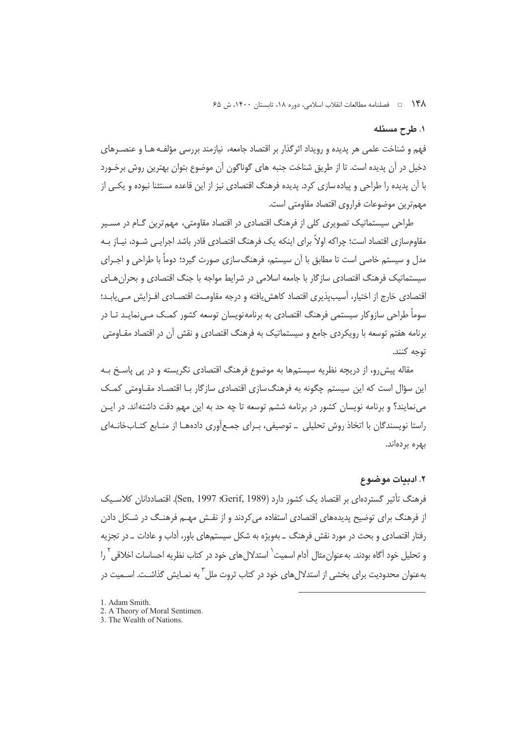## ۱. طرح مسئله

فهم و شناخت علمی هر پدیده و رویداد اثرگذار بر اقتصاد جامعه، نیازمند بررسی مؤلفه ها و عنصرهای دخیل در آن پدیده است. تا از طریق شناخت جنبه های گوناگون آن موضوع بتوان بهترین روش برخورد با آن پدیده را طراحی و پیاده سازی کرد. پدیده فرهنگ اقتصادی نیز از این قاعده مستثنا نبوده و یکی از مهم‌ترین موضوعات فراروی اقتصاد مقاومتی است.

طراحی سیستماتیک تصویری کلی از فرهنگ اقتصادی در اقتصاد مقاومتی، مهم‌ترین گام در مسیر مقاوم‌سازی اقتصاد است؛ چراکه اولاً برای اینکه یک فرهنگ اقتصادی قادر باشد اجرایی شود، نیاز به مدل و سیستم خاصی است تا مطابق با آن سیستم، فرهنگ‌سازی صورت گیرد؛ دوماً با طراحی و اجرای سیستماتیک فرهنگ اقتصادی سازگار با جامعه اسلامی در شرایط مواجه با جنگ اقتصادی و بحران‌های اقتصادی خارج از اختیار، آسیب‌پذیری اقتصاد کاهش‌یافته و درجه مقاومت اقتصادی افزایش می‌یابد؛ سوماً طراحی سازوکار سیستمی فرهنگ اقتصادی به برنامه‌نویسان توسعه کشور کمک می‌نماید تا در برنامه هفتم توسعه با رویکردی جامع و سیستماتیک به فرهنگ اقتصادی و نقش آن در اقتصاد مقاومتی توجه کنند.

مقاله پیش‌رو، از دریچه نظریه سیستم‌ها به موضوع فرهنگ اقتصادی نگریسته و در پی پاسخ به این سؤال است که این سیستم چگونه به فرهنگ‌سازی اقتصادی سازگار با اقتصاد مقاومتی کمک می‌نمایند؟ و برنامه نویسان کشور در برنامه ششم توسعه تا چه حد به این مهم دقت داشته‌اند. در این راستا نویسندگان با اتخاذ روش تحلیلی ـ توصیفی، برای جمع‌آوری داده‌ها از منابع کتاب‌خانه‌ای بهره برده‌اند.

## ۲. ادبیات موضوع

فرهنگ تأثیر گسترده‌ای بر اقتصاد یک کشور دارد (Sen, 1997؛ Gerif, 1989). اقتصاددانان کلاسیک از فرهنگ برای توضیح پدیده‌های اقتصادی استفاده می‌کردند و از نقش مهم فرهنگ در شکل دادن رفتار اقتصادی و بحث در مورد نقش فرهنگ ـ به‌ویژه به شکل سیستم‌های باور، آداب و عادات ـ در تجزیه و تحلیل خود آگاه بودند. به‌عنوان‌مثال آدام اسمیت[1] استدلال‌های خود در کتاب نظریه احساسات اخلاقی[2] را به‌عنوان محدودیت برای بخشی از استدلال‌های خود در کتاب ثروت ملل[3] به نمایش گذاشت. اسمیت در

---

1. Adam Smith.
2. A Theory of Moral Sentimen.
3. The Wealth of Nations.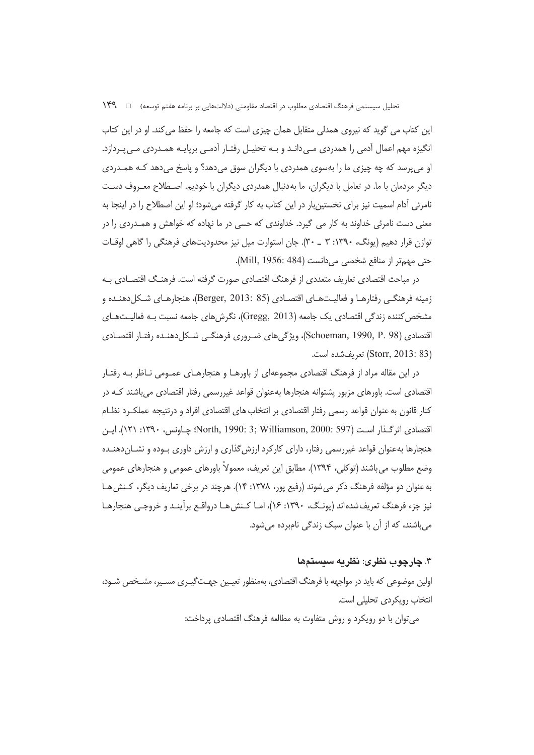این کتاب می گوید که نیروی همدلی متقابل همان چیزی است که جامعه را حفظ می‌کند. او در این کتاب انگیزه مهم اعمال آدمی را همدردی می‌داند و به تحلیل رفتار آدمی برپایه همدردی می‌پردازد. او می‌پرسد که چه چیزی ما را به‌سوی همدردی با دیگران سوق می‌دهد؟ و پاسخ می‌دهد که همدردی دیگر مردمان با ما. در تعامل با دیگران، ما به‌دنبال همدردی دیگران با خودیم. اصطلاح معروف دست نامرئی آدام اسمیت نیز برای نخستین‌بار در این کتاب به کار گرفته می‌شود؛ او این اصطلاح را در اینجا به معنی دست نامرئی خداوند به کار می گیرد. خداوندی که حسی در ما نهاده که خواهش و همدردی را در توازن قرار دهیم (یونگ، ۱۳۹۰: ۳ ـ ۳۰). جان استوارت میل نیز محدودیت‌های فرهنگی را گاهی اوقات حتی مهم‌تر از منافع شخصی می‌دانست (Mill, 1956: 484).

در مباحث اقتصادی تعاریف متعددی از فرهنگ اقتصادی صورت گرفته است. فرهنگ اقتصادی به زمینه فرهنگی رفتارها و فعالیت‌های اقتصادی (Berger, 2013: 85)، هنجارهای شکل‌دهنده و مشخص‌کننده زندگی اقتصادی یک جامعه (Gregg, 2013)، نگرش‌های جامعه نسبت به فعالیت‌های اقتصادی (Schoeman, 1990, P. 98)، ویژگی‌های ضروری فرهنگی شکل‌دهنده رفتار اقتصادی (Storr, 2013: 83) تعریف‌شده است.

در این مقاله مراد از فرهنگ اقتصادی مجموعه‌ای از باورها و هنجارهای عمومی ناظر به رفتار اقتصادی است. باورهای مزبور پشتوانه هنجارها به‌عنوان قواعد غیررسمی رفتار اقتصادی می‌باشند که در کنار قانون به عنوان قواعد رسمی رفتار اقتصادی بر انتخاب های اقتصادی افراد و درنتیجه عملکرد نظام اقتصادی اثرگذار است (North, 1990: 3; Williamson, 2000: 597؛ چاونس، ۱۳۹۰: ۱۲۱). این هنجارها به‌عنوان قواعد غیررسمی رفتار، دارای کارکرد ارزش‌گذاری و ارزش داوری بوده و نشان‌دهنده وضع مطلوب می‌باشند (توکلی، ۱۳۹۴). مطابق این تعریف، معمولاً باورهای عمومی و هنجارهای عمومی به‌عنوان دو مؤلفه فرهنگ ذکر می‌شوند (رفیع پور، ۱۳۷۸: ۱۴). هرچند در برخی تعاریف دیگر، کنش‌ها نیز جزء فرهنگ تعریف‌شده‌اند (یونگ، ۱۳۹۰: ۱۶)، اما کنش‌ها درواقع برآیند و خروجی هنجارها می‌باشند، که از آن با عنوان سبک زندگی نام‌برده می‌شود.

## ۳. چارچوب نظری: نظریه سیستم‌ها

اولین موضوعی که باید در مواجهه با فرهنگ اقتصادی، به‌منظور تعیین جهت‌گیری مسیر، مشخص شود، انتخاب رویکردی تحلیلی است.

می‌توان با دو رویکرد و روش متفاوت به مطالعه فرهنگ اقتصادی پرداخت: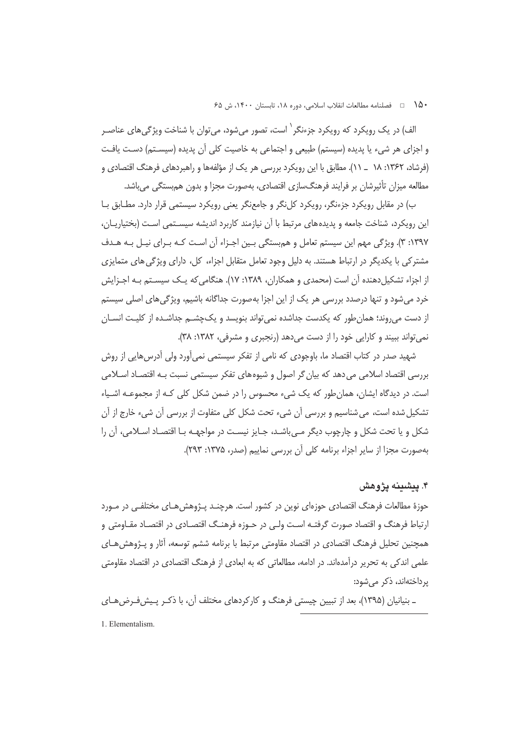الف) در یک رویکرد که رویکرد جزءنگر[1] است، تصور می‌شود، می‌توان با شناخت ویژگی‌های عناصر و اجزای هر شیء یا پدیده (سیستم) طبیعی و اجتماعی به خاصیت کلی آن پدیده (سیستم) دست یافت (فرشاد، ۱۳۶۲: ۱۸ ـ ۱۱). مطابق با این رویکرد بررسی هر یک از مؤلفه‌ها و راهبردهای فرهنگ اقتصادی و مطالعه میزان تأثیرشان بر فرایند فرهنگ‌سازی اقتصادی، به‌صورت مجزا و بدون هم‌بستگی می‌باشد.

ب) در مقابل رویکرد جزءنگر، رویکرد کل‌نگر و جامع‌نگر یعنی رویکرد سیستمی قرار دارد. مطابق با این رویکرد، شناخت جامعه و پدیده‌های مرتبط با آن نیازمند کاربرد اندیشه سیستمی است (بختیاریان، ۱۳۹۷: ۳). ویژگی مهم این سیستم تعامل و هم‌بستگی بین اجزاء آن است که برای نیل به هدف مشترکی با یکدیگر در ارتباط هستند. به دلیل وجود تعامل متقابل اجزاء، کل، دارای ویژگی‌های متمایزی از اجزاء تشکیل‌دهنده آن است (محمدی و همکاران، ۱۳۸۹: ۱۷). هنگامی‌که یک سیستم به اجزایش خرد می‌شود و تنها درصدد بررسی هر یک از این اجزا به‌صورت جداگانه باشیم، ویژگی‌های اصلی سیستم از دست می‌روند؛ همان‌طور که یکدست جداشده نمی‌تواند بنویسد و یک‌چشم جداشده از کلیت انسان نمی‌تواند ببیند و کارایی خود را از دست می‌دهد (رنجبری و مشرفی، ۱۳۸۲: ۳۸).

شهید صدر در کتاب اقتصاد ما، باوجودی که نامی از تفکر سیستمی نمی‌آورد ولی آدرس‌هایی از روش بررسی اقتصاد اسلامی می‌دهد که بیان‌گر اصول و شیوه‌های تفکر سیستمی نسبت به اقتصاد اسلامی است. در دیدگاه ایشان، همان‌طور که یک شیء محسوس را در ضمن شکل کلی که از مجموعه اشیاء تشکیل شده است، می‌شناسیم و بررسی آن شیء تحت شکل کلی متفاوت از بررسی آن شیء خارج از آن شکل و یا تحت شکل و چارچوب دیگر می‌باشد، جایز نیست در مواجهه با اقتصاد اسلامی، آن را به‌صورت مجزا از سایر اجزاء برنامه کلی آن بررسی نماییم (صدر، ۱۳۷۵: ۲۹۳).

## ۴. پیشینه پژوهش

حوزهٔ مطالعات فرهنگ اقتصادی حوزه‌ای نوین در کشور است. هرچند پژوهش‌های مختلفی در مورد ارتباط فرهنگ و اقتصاد صورت گرفته است ولی در حوزه فرهنگ اقتصادی در اقتصاد مقاومتی و همچنین تحلیل فرهنگ اقتصادی در اقتصاد مقاومتی مرتبط با برنامه ششم توسعه، آثار و پژوهش‌های علمی اندکی به تحریر درآمده‌اند. در ادامه، مطالعاتی که به ابعادی از فرهنگ اقتصادی در اقتصاد مقاومتی پرداخته‌اند، ذکر می‌شود:

ـ بنیانیان (۱۳۹۵)، بعد از تبیین چیستی فرهنگ و کارکردهای مختلف آن، با ذکر پیش‌فرض‌های

---

1. Elementalism.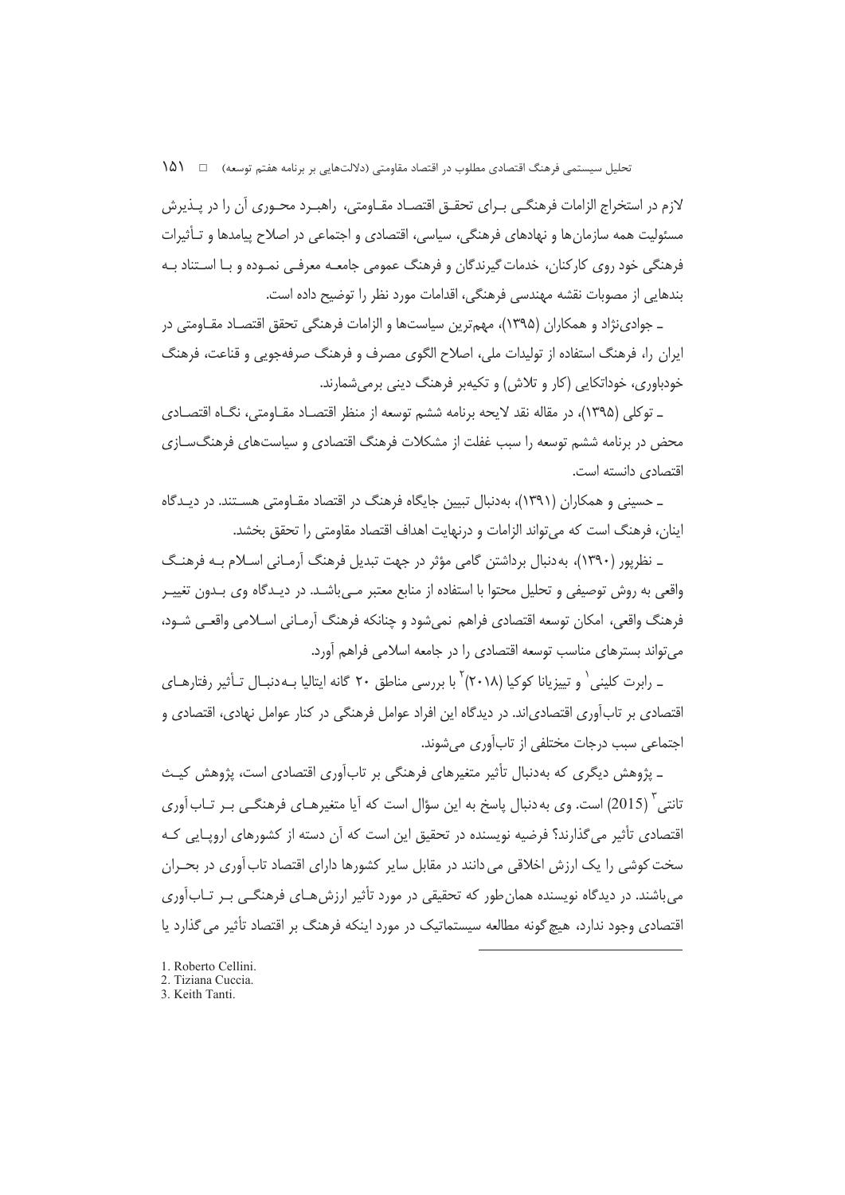لازم در استخراج الزامات فرهنگی برای تحقق اقتصاد مقاومتی، راهبرد محوری آن را در پذیرش مسئولیت همه سازمان‌ها و نهادهای فرهنگی، سیاسی، اقتصادی و اجتماعی در اصلاح پیامدها و تأثیرات فرهنگی خود روی کارکنان، خدمات‌گیرندگان و فرهنگ عمومی جامعه معرفی نموده و با استناد به بندهایی از مصوبات نقشه مهندسی فرهنگی، اقدامات مورد نظر را توضیح داده است.

ـ جوادی‌نژاد و همکاران (۱۳۹۵)، مهم‌ترین سیاست‌ها و الزامات فرهنگی تحقق اقتصاد مقاومتی در ایران را، فرهنگ استفاده از تولیدات ملی، اصلاح الگوی مصرف و فرهنگ صرفه‌جویی و قناعت، فرهنگ خودباوری، خوداتکایی (کار و تلاش) و تکیه‌بر فرهنگ دینی برمی‌شمارند.

ـ توکلی (۱۳۹۵)، در مقاله نقد لایحه برنامه ششم توسعه از منظر اقتصاد مقاومتی، نگاه اقتصادی محض در برنامه ششم توسعه را سبب غفلت از مشکلات فرهنگ اقتصادی و سیاست‌های فرهنگ‌سازی اقتصادی دانسته است.

ـ حسینی و همکاران (۱۳۹۱)، به‌دنبال تبیین جایگاه فرهنگ در اقتصاد مقاومتی هستند. در دیدگاه اینان، فرهنگ است که می‌تواند الزامات و درنهایت اهداف اقتصاد مقاومتی را تحقق بخشد.

ـ نظرپور (۱۳۹۰)، به‌دنبال برداشتن گامی مؤثر در جهت تبدیل فرهنگ آرمانی اسلام به فرهنگ واقعی به روش توصیفی و تحلیل محتوا با استفاده از منابع معتبر می‌باشد. در دیدگاه وی بدون تغییر فرهنگ واقعی، امکان توسعه اقتصادی فراهم نمی‌شود و چنانکه فرهنگ آرمانی اسلامی واقعی شود، می‌تواند بسترهای مناسب توسعه اقتصادی را در جامعه اسلامی فراهم آورد.

ـ رابرت کلینی[1] و تیزیانا کوکیا (۲۰۱۸)[2] با بررسی مناطق ۲۰ گانه ایتالیا به‌دنبال تأثیر رفتارهای اقتصادی بر تاب‌آوری اقتصادی‌اند. در دیدگاه این افراد عوامل فرهنگی در کنار عوامل نهادی، اقتصادی و اجتماعی سبب درجات مختلفی از تاب‌آوری می‌شوند.

ـ پژوهش دیگری که به‌دنبال تأثیر متغیرهای فرهنگی بر تاب‌آوری اقتصادی است، پژوهش کیث تانتی[3] (2015) است. وی به‌دنبال پاسخ به این سؤال است که آیا متغیرهای فرهنگی بر تاب‌آوری اقتصادی تأثیر می‌گذارند؟ فرضیه نویسنده در تحقیق این است که آن دسته از کشورهای اروپایی که سخت‌کوشی را یک ارزش اخلاقی می‌دانند در مقابل سایر کشورها دارای اقتصاد تاب‌آوری در بحران می‌باشند. در دیدگاه نویسنده همان‌طور که تحقیقی در مورد تأثیر ارزش‌های فرهنگی بر تاب‌آوری اقتصادی وجود ندارد، هیچ‌گونه مطالعه سیستماتیک در مورد اینکه فرهنگ بر اقتصاد تأثیر می‌گذارد یا

---

1. Roberto Cellini.
2. Tiziana Cuccia.
3. Keith Tanti.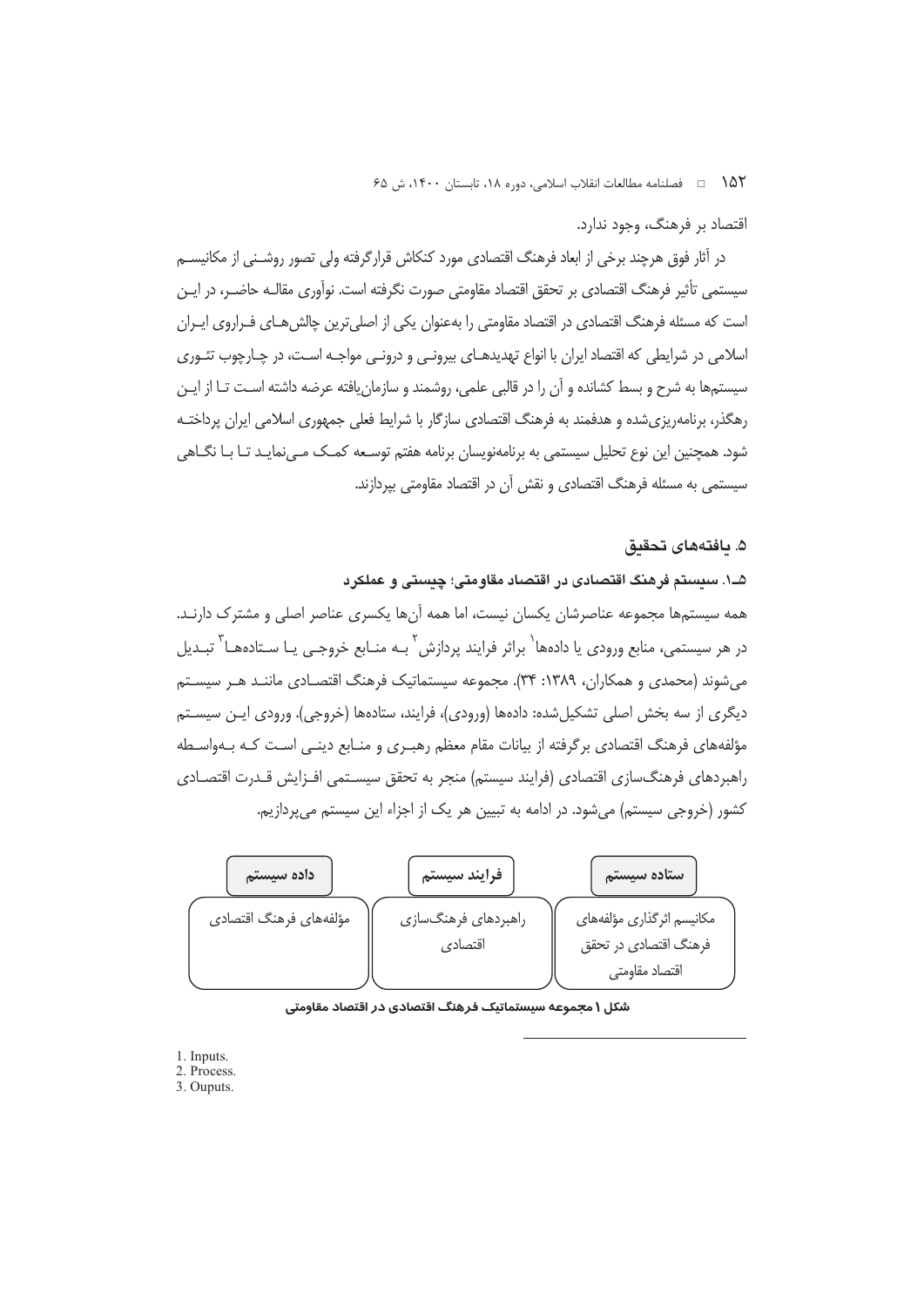اقتصاد بر فرهنگ، وجود ندارد.

در آثار فوق هرچند برخی از ابعاد فرهنگ اقتصادی مورد کنکاش قرارگرفته ولی تصور روشنی از مکانیسم سیستمی تأثیر فرهنگ اقتصادی بر تحقق اقتصاد مقاومتی صورت نگرفته است. نوآوری مقاله حاضر، در این است که مسئله فرهنگ اقتصادی در اقتصاد مقاومتی را به‌عنوان یکی از اصلی‌ترین چالش‌های فراروی ایران اسلامی در شرایطی که اقتصاد ایران با انواع تهدیدهای بیرونی و درونی مواجه است، در چارچوب تئوری سیستم‌ها به شرح و بسط کشانده و آن را در قالبی علمی، روشمند و سازمان‌یافته عرضه داشته است تا از این رهگذر، برنامه‌ریزی‌شده و هدفمند به فرهنگ اقتصادی سازگار با شرایط فعلی جمهوری اسلامی ایران پرداخته شود. همچنین این نوع تحلیل سیستمی به برنامه‌نویسان برنامه هفتم توسعه کمک می‌نماید تا با نگاهی سیستمی به مسئله فرهنگ اقتصادی و نقش آن در اقتصاد مقاومتی بپردازند.

## ۵. یافته‌های تحقیق

### ۵ـ۱. سیستم فرهنگ اقتصادی در اقتصاد مقاومتی؛ چیستی و عملکرد

همه سیستم‌ها مجموعه عناصرشان یکسان نیست، اما همه آن‌ها یکسری عناصر اصلی و مشترک دارند. در هر سیستمی، منابع ورودی یا داده‌ها[1] براثر فرایند پردازش[2] به منابع خروجی یا ستاده‌ها[3] تبدیل می‌شوند (محمدی و همکاران، ۱۳۸۹: ۳۴). مجموعه سیستماتیک فرهنگ اقتصادی مانند هر سیستم دیگری از سه بخش اصلی تشکیل‌شده: داده‌ها (ورودی)، فرایند، ستاده‌ها (خروجی). ورودی این سیستم مؤلفه‌های فرهنگ اقتصادی برگرفته از بیانات مقام معظم رهبری و منابع دینی است که به‌واسطه راهبردهای فرهنگ‌سازی اقتصادی (فرایند سیستم) منجر به تحقق سیستمی افزایش قدرت اقتصادی کشور (خروجی سیستم) می‌شود. در ادامه به تبیین هر یک از اجزاء این سیستم می‌پردازیم.

| ستاده سیستم | فرایند سیستم | داده سیستم |
|---|---|---|
| مکانیسم اثرگذاری مؤلفه‌های فرهنگ اقتصادی در تحقق اقتصاد مقاومتی | راهبردهای فرهنگ‌سازی اقتصادی | مؤلفه‌های فرهنگ اقتصادی |

**شکل ۱ مجموعه سیستماتیک فرهنگ اقتصادی در اقتصاد مقاومتی**

---

1. Inputs.
2. Process.
3. Ouputs.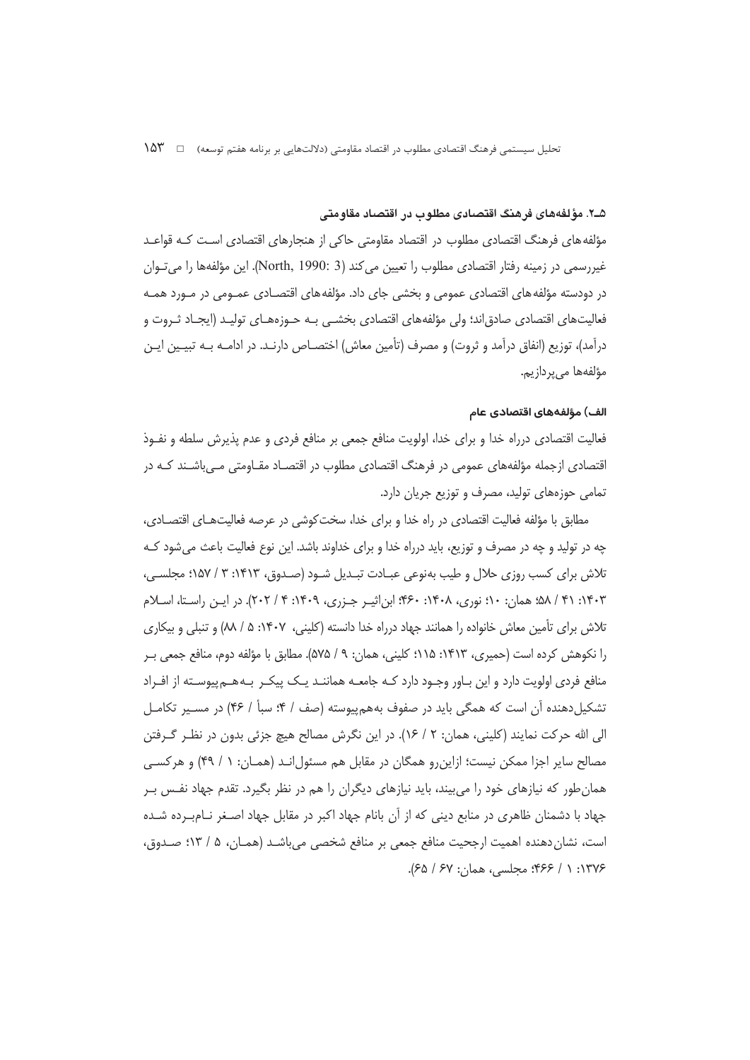### ۵ـ۲. مؤلفه‌های فرهنگ اقتصادی مطلوب در اقتصاد مقاومتی

مؤلفه‌های فرهنگ اقتصادی مطلوب در اقتصاد مقاومتی حاکی از هنجارهای اقتصادی است که قواعد غیررسمی در زمینه رفتار اقتصادی مطلوب را تعیین می‌کند (North, 1990: 3). این مؤلفه‌ها را می‌توان در دودسته مؤلفه‌های اقتصادی عمومی و بخشی جای داد. مؤلفه‌های اقتصادی عمومی در مورد همه فعالیت‌های اقتصادی صادق‌اند؛ ولی مؤلفه‌های اقتصادی بخشی به حوزه‌های تولید (ایجاد ثروت و درآمد)، توزیع (انفاق درآمد و ثروت) و مصرف (تأمین معاش) اختصاص دارند. در ادامه به تبیین این مؤلفه‌ها می‌پردازیم.

#### الف) مؤلفه‌های اقتصادی عام

فعالیت اقتصادی درراه خدا و برای خدا، اولویت منافع جمعی بر منافع فردی و عدم پذیرش سلطه و نفوذ اقتصادی ازجمله مؤلفه‌های عمومی در فرهنگ اقتصادی مطلوب در اقتصاد مقاومتی می‌باشند که در تمامی حوزه‌های تولید، مصرف و توزیع جریان دارد.

مطابق با مؤلفه فعالیت اقتصادی در راه خدا و برای خدا، سخت‌کوشی در عرصه فعالیت‌های اقتصادی، چه در تولید و چه در مصرف و توزیع، باید درراه خدا و برای خداوند باشد. این نوع فعالیت باعث می‌شود که تلاش برای کسب روزی حلال و طیب به‌نوعی عبادت تبدیل شود (صدوق، ۱۴۱۳: ۳ / ۱۵۷؛ مجلسی، ۱۴۰۳: ۴۱ / ۵۸؛ همان: ۱۰؛ نوری، ۱۴۰۸: ۴۶۰؛ ابن‌اثیر جزری، ۱۴۰۹: ۴ / ۲۰۲). در این راستا، اسلام تلاش برای تأمین معاش خانواده را همانند جهاد درراه خدا دانسته (کلینی، ۱۴۰۷: ۵ / ۸۸) و تنبلی و بیکاری را نکوهش کرده است (حمیری، ۱۴۱۳: ۱۱۵؛ کلینی، همان: ۹ / ۵۷۵). مطابق با مؤلفه دوم، منافع جمعی بر منافع فردی اولویت دارد و این باور وجود دارد که جامعه همانند یک پیکر به‌هم‌پیوسته از افراد تشکیل‌دهنده آن است که همگی باید در صفوف به‌هم‌پیوسته (صف / ۴؛ سبأ / ۴۶) در مسیر تکامل الی الله حرکت نمایند (کلینی، همان: ۲ / ۱۶). در این نگرش مصالح هیچ جزئی بدون در نظر گرفتن مصالح سایر اجزا ممکن نیست؛ ازاین‌رو همگان در مقابل هم مسئول‌اند (همان: ۱ / ۴۹) و هرکسی همان‌طور که نیازهای خود را می‌بیند، باید نیازهای دیگران را هم در نظر بگیرد. تقدم جهاد نفس بر جهاد با دشمنان ظاهری در منابع دینی که از آن بانام جهاد اکبر در مقابل جهاد اصغر نام‌برده شده است، نشان‌دهنده اهمیت ارجحیت منافع جمعی بر منافع شخصی می‌باشد (همان، ۵ / ۱۳؛ صدوق، ۱۳۷۶: ۱ / ۴۶۶؛ مجلسی، همان: ۶۷ / ۶۵).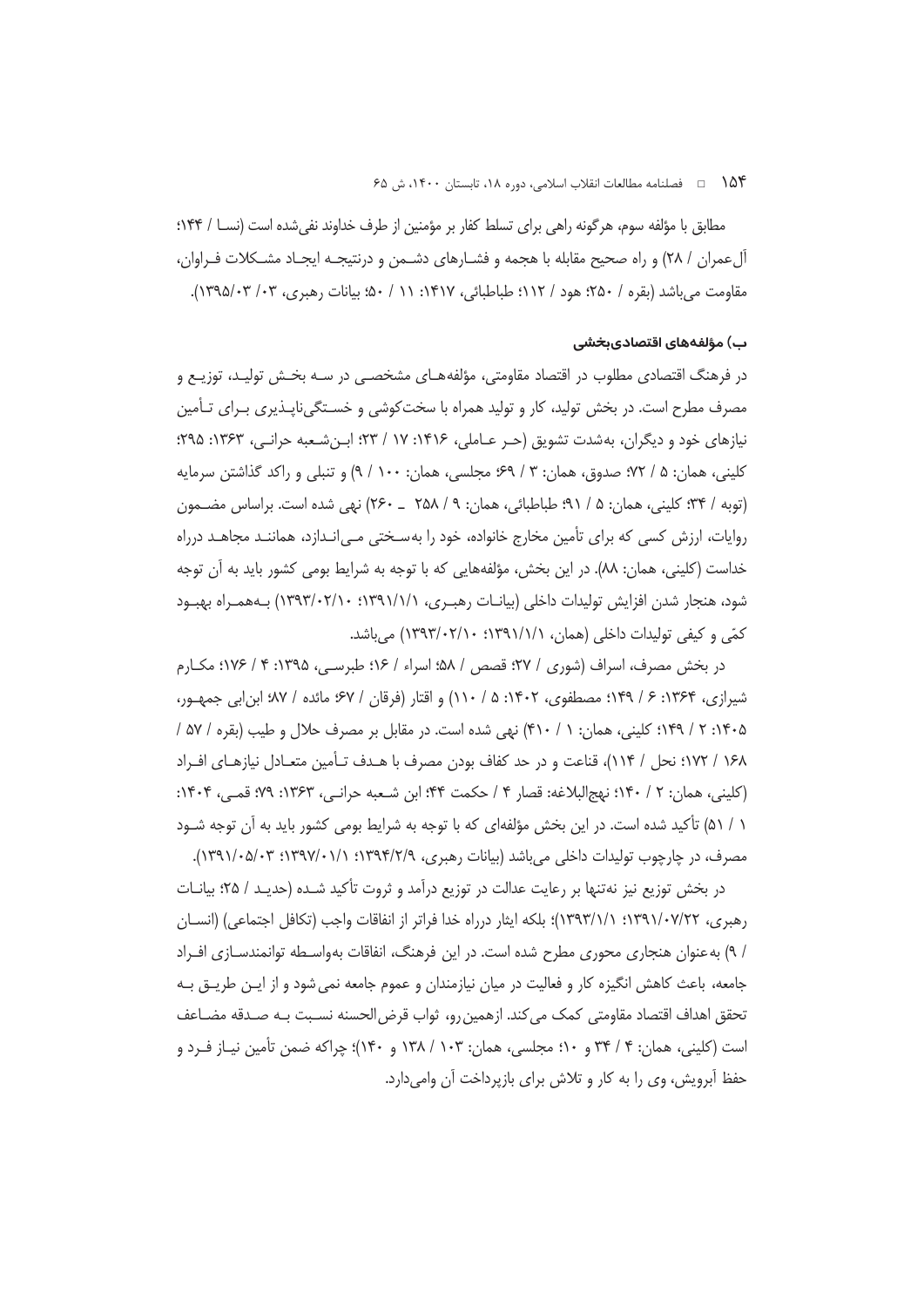مطابق با مؤلفه سوم، هرگونه راهی برای تسلط کفار بر مؤمنین از طرف خداوند نفی‌شده است (نسا / ۱۴۴؛ آل‌عمران / ۲۸) و راه صحیح مقابله با هجمه و فشارهای دشمن و درنتیجه ایجاد مشکلات فراوان، مقاومت می‌باشد (بقره / ۲۵۰؛ هود / ۱۱۲؛ طباطبائی، ۱۴۱۷: ۱۱ / ۵۰؛ بیانات رهبری، ۰۳/ ۱۳۹۵/۰۳).

### ب) مؤلفه‌های اقتصادی‌بخشی

در فرهنگ اقتصادی مطلوب در اقتصاد مقاومتی، مؤلفه‌های مشخصی در سه بخش تولید، توزیع و مصرف مطرح است. در بخش تولید، کار و تولید همراه با سخت‌کوشی و خستگی‌ناپذیری برای تأمین نیازهای خود و دیگران، به‌شدت تشویق (حر عاملی، ۱۴۱۶: ۱۷ / ۲۳؛ ابن‌شعبه حرانی، ۱۳۶۳: ۲۹۵؛ کلینی، همان: ۵ / ۷۲؛ صدوق، همان: ۳ / ۶۹؛ مجلسی، همان: ۱۰۰ / ۹) و تنبلی و راکد گذاشتن سرمایه (توبه / ۳۴؛ کلینی، همان: ۵ / ۹۱؛ طباطبائی، همان: ۹ / ۲۵۸ ـ ۲۶۰) نهی شده است. براساس مضمون روایات، ارزش کسی که برای تأمین مخارج خانواده، خود را به‌سختی می‌اندازد، همانند مجاهد درراه خداست (کلینی، همان: ۸۸). در این بخش، مؤلفه‌هایی که با توجه به شرایط بومی کشور باید به آن توجه شود، هنجار شدن افزایش تولیدات داخلی (بیانات رهبری، ۱۳۹۱/۱/۱؛ ۱۳۹۳/۰۲/۱۰) به‌همراه بهبود کمّی و کیفی تولیدات داخلی (همان، ۱۳۹۱/۱/۱؛ ۱۳۹۳/۰۲/۱۰) می‌باشد.

در بخش مصرف، اسراف (شوری / ۲۷؛ قصص / ۵۸؛ اسراء / ۱۶؛ طبرسی، ۱۳۹۵: ۴ / ۱۷۶؛ مکارم شیرازی، ۱۳۶۴: ۶ / ۱۴۹؛ مصطفوی، ۱۴۰۲: ۵ / ۱۱۰) و اقتار (فرقان / ۶۷؛ مائده / ۸۷؛ ابن‌ابی جمهور، ۱۴۰۵: ۲ / ۱۴۹؛ کلینی، همان: ۱ / ۴۱۰) نهی شده است. در مقابل بر مصرف حلال و طیب (بقره / ۵۷ / ۱۶۸ / ۱۷۲؛ نحل / ۱۱۴)، قناعت و در حد کفاف بودن مصرف با هدف تأمین متعادل نیازهای افراد (کلینی، همان: ۲ / ۱۴۰؛ نهج‌البلاغه: قصار ۴ / حکمت ۴۴؛ ابن شعبه حرانی، ۱۳۶۳: ۷۹؛ قمی، ۱۴۰۴: ۱ / ۵۱) تأکید شده است. در این بخش مؤلفه‌ای که با توجه به شرایط بومی کشور باید به آن توجه شود مصرف، در چارچوب تولیدات داخلی می‌باشد (بیانات رهبری، ۱۳۹۴/۲/۹؛ ۱۳۹۷/۰۱/۱؛ ۱۳۹۱/۰۵/۰۳).

در بخش توزیع نیز نه‌تنها بر رعایت عدالت در توزیع درآمد و ثروت تأکید شده (حدید / ۲۵؛ بیانات رهبری، ۱۳۹۱/۰۷/۲۲؛ ۱۳۹۳/۱/۱)؛ بلکه ایثار درراه خدا فراتر از انفاقات واجب (تکافل اجتماعی) (انسان / ۹) به‌عنوان هنجاری محوری مطرح شده است. در این فرهنگ، انفاقات به‌واسطه توانمندسازی افراد جامعه، باعث کاهش انگیزه کار و فعالیت در میان نیازمندان و عموم جامعه نمی‌شود و از این طریق به تحقق اهداف اقتصاد مقاومتی کمک می‌کند. ازهمین‌رو، ثواب قرض‌الحسنه نسبت به صدقه مضاعف است (کلینی، همان: ۴ / ۳۴ و ۱۰؛ مجلسی، همان: ۱۰۳ / ۱۳۸ و ۱۴۰)؛ چراکه ضمن تأمین نیاز فرد و حفظ آبرویش، وی را به کار و تلاش برای بازپرداخت آن وامی‌دارد.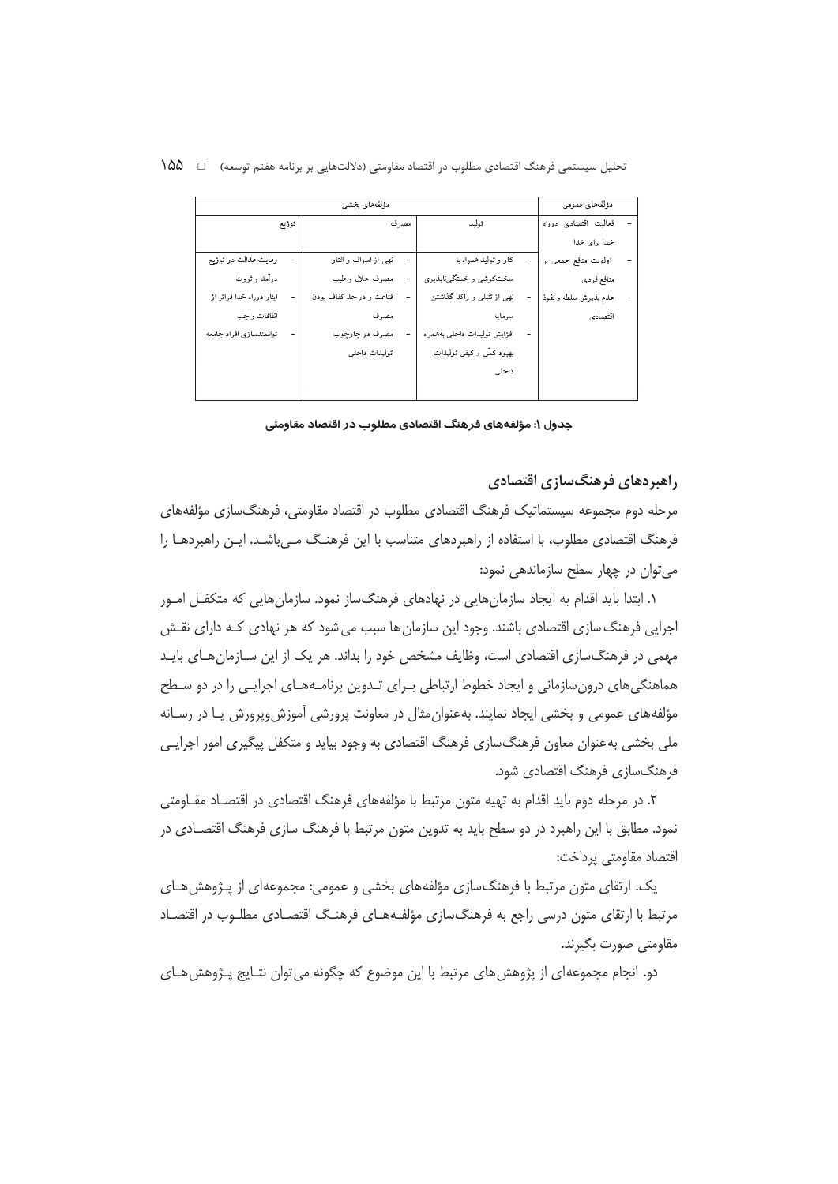| مؤلفه‌های عمومی | مؤلفه‌های بخشی | | |
|---|---|---|---|
| | تولید | مصرف | توزیع |
| - فعالیت اقتصادی درراه خدا برای خدا<br>- اولویت منافع جمعی بر منافع فردی<br>- عدم پذیرش سلطه و نفوذ اقتصادی | - کار و تولید همراه با سخت‌کوشی و خستگی‌ناپذیری<br>- نهی از تنبلی و راکد گذاشتن سرمایه<br>- افزایش تولیدات داخلی به‌همراه بهبود کمّی و کیفی تولیدات داخلی | - نهی از اسراف و اتلاف<br>- مصرف حلال و طیب<br>- قناعت و در حد کفاف بودن مصرف<br>- مصرف در چارچوب تولیدات داخلی | - رعایت عدالت در توزیع درآمد و ثروت<br>- ایثار درراه خدا فراتر از انفاقات واجب<br>- توانمندسازی افراد جامعه |

**جدول ۱: مؤلفه‌های فرهنگ اقتصادی مطلوب در اقتصاد مقاومتی**

## راهبردهای فرهنگ‌سازی اقتصادی

مرحله دوم مجموعه سیستماتیک فرهنگ اقتصادی مطلوب در اقتصاد مقاومتی، فرهنگ‌سازی مؤلفه‌های فرهنگ اقتصادی مطلوب، با استفاده از راهبردهای متناسب با این فرهنگ می‌باشد. این راهبردها را می‌توان در چهار سطح سازماندهی نمود:

۱. ابتدا باید اقدام به ایجاد سازمان‌هایی در نهادهای فرهنگ‌ساز نمود. سازمان‌هایی که متکفل امور اجرایی فرهنگ‌سازی اقتصادی باشند. وجود این سازمان‌ها سبب می‌شود که هر نهادی کـه دارای نقش مهمی در فرهنگ‌سازی اقتصادی است، وظایف مشخص خود را بداند. هر یک از این سازمان‌های باید هماهنگی‌های درون‌سازمانی و ایجاد خطوط ارتباطی بـرای تـدوین برنامه‌هـای اجرایی را در دو سطح مؤلفه‌های عمومی و بخشی ایجاد نمایند. به‌عنوان‌مثال در معاونت پرورشی آموزش‌وپرورش یـا در رسانه ملی بخشی به‌عنوان معاون فرهنگ‌سازی فرهنگ اقتصادی به وجود بیاید و متکفل پیگیری امور اجرایی فرهنگ‌سازی فرهنگ اقتصادی شود.

۲. در مرحله دوم باید اقدام به تهیه متون مرتبط با مؤلفه‌های فرهنگ اقتصادی در اقتصاد مقـاومتی نمود. مطابق با این راهبرد در دو سطح باید به تدوین متون مرتبط با فرهنگ سازی فرهنگ اقتصـادی در اقتصاد مقاومتی پرداخت:

یک. ارتقای متون مرتبط با فرهنگ‌سازی مؤلفه‌های بخشی و عمومی: مجموعه‌ای از پـژوهش‌هـای مرتبط با ارتقای متون درسی راجع به فرهنگ‌سازی مؤلفـه‌هـای فرهنـگ اقتصـادی مطلـوب در اقتصـاد مقاومتی صورت بگیرند.

دو. انجام مجموعه‌ای از پژوهش‌های مرتبط با این موضوع که چگونه می‌توان نتـایج پـژوهش‌هـای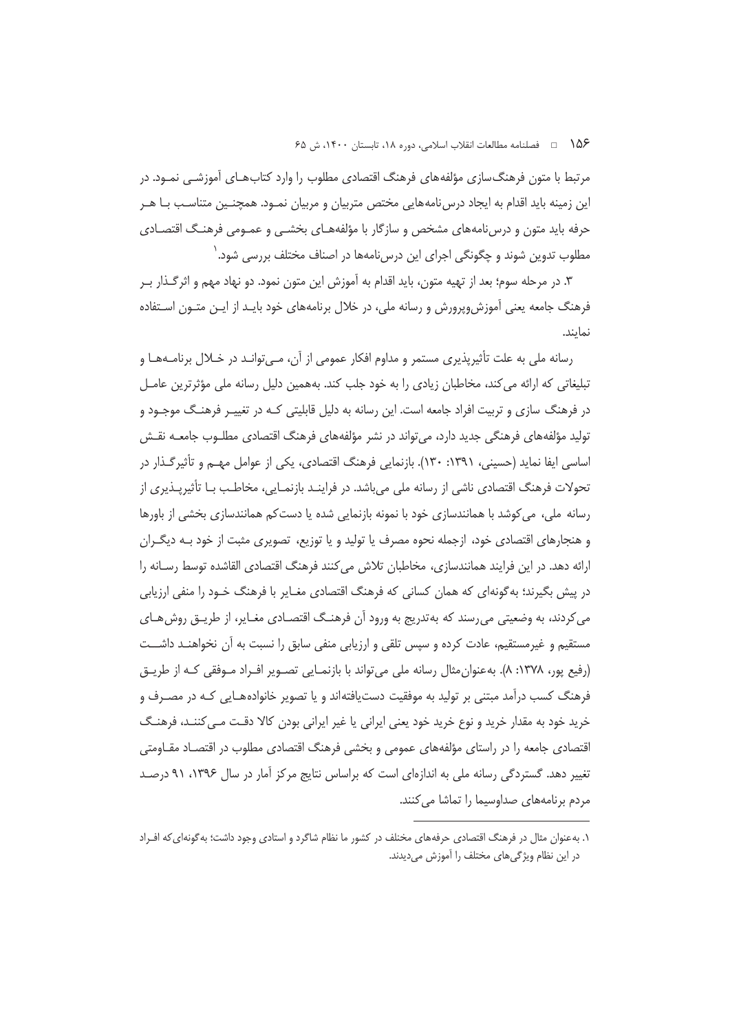مرتبط با متون فرهنگ‌سازی مؤلفه‌های فرهنگ اقتصادی مطلوب را وارد کتاب‌های آموزشی نمود. در این زمینه باید اقدام به ایجاد درس‌نامه‌هایی مختص متربیان و مربیان نمود. همچنین متناسب با هر حرفه باید متون و درس‌نامه‌های مشخص و سازگار با مؤلفه‌های بخشی و عمومی فرهنگ اقتصادی مطلوب تدوین شوند و چگونگی اجرای این درس‌نامه‌ها در اصناف مختلف بررسی شود.[1]

۳. در مرحله سوم؛ بعد از تهیه متون، باید اقدام به آموزش این متون نمود. دو نهاد مهم و اثرگذار بر فرهنگ جامعه یعنی آموزش‌وپرورش و رسانه ملی، در خلال برنامه‌های خود باید از این متون استفاده نمایند.

رسانه ملی به علت تأثیرپذیری مستمر و مداوم افکار عمومی از آن، می‌تواند در خلال برنامه‌ها و تبلیغاتی که ارائه می‌کند، مخاطبان زیادی را به خود جلب کند. به‌همین دلیل رسانه ملی مؤثرترین عامل در فرهنگ سازی و تربیت افراد جامعه است. این رسانه به دلیل قابلیتی که در تغییر فرهنگ موجود و تولید مؤلفه‌های فرهنگی جدید دارد، می‌تواند در نشر مؤلفه‌های فرهنگ اقتصادی مطلوب جامعه نقش اساسی ایفا نماید (حسینی، ۱۳۹۱: ۱۳۰). بازنمایی فرهنگ اقتصادی، یکی از عوامل مهم و تأثیرگذار در تحولات فرهنگ اقتصادی ناشی از رسانه ملی می‌باشد. در فرایند بازنمایی، مخاطب با تأثیرپذیری از رسانه ملی، می‌کوشد با همانندسازی خود با نمونه بازنمایی شده یا دست‌کم همانندسازی بخشی از باورها و هنجارهای اقتصادی خود، ازجمله نحوه مصرف یا تولید و یا توزیع، تصویری مثبت از خود به دیگران ارائه دهد. در این فرایند همانندسازی، مخاطبان تلاش می‌کنند فرهنگ اقتصادی القاشده توسط رسانه را در پیش بگیرند؛ به‌گونه‌ای که همان کسانی که فرهنگ اقتصادی مغایر با فرهنگ خود را منفی ارزیابی می‌کردند، به وضعیتی می‌رسند که به‌تدریج به ورود آن فرهنگ اقتصادی مغایر، از طریق روش‌های مستقیم و غیرمستقیم، عادت کرده و سپس تلقی و ارزیابی منفی سابق را نسبت به آن نخواهند داشت (رفیع پور، ۱۳۷۸: ۸). به‌عنوان‌مثال رسانه ملی می‌تواند با بازنمایی تصویر افراد موفقی که از طریق فرهنگ کسب درآمد مبتنی بر تولید به موفقیت دست‌یافته‌اند و یا تصویر خانواده‌هایی که در مصرف و خرید خود به مقدار خرید و نوع خرید خود یعنی ایرانی یا غیر ایرانی بودن کالا دقت می‌کنند، فرهنگ اقتصادی جامعه را در راستای مؤلفه‌های عمومی و بخشی فرهنگ اقتصادی مطلوب در اقتصاد مقاومتی تغییر دهد. گستردگی رسانه ملی به اندازه‌ای است که براساس نتایج مرکز آمار در سال ۱۳۹۶، ۹۱ درصد مردم برنامه‌های صداوسیما را تماشا می‌کنند.

---

۱. به‌عنوان مثال در فرهنگ اقتصادی حرفه‌های مختلف در کشور ما نظام شاگرد و استادی وجود داشت؛ به‌گونه‌ای‌که افراد در این نظام ویژگی‌های مختلف را آموزش می‌دیدند.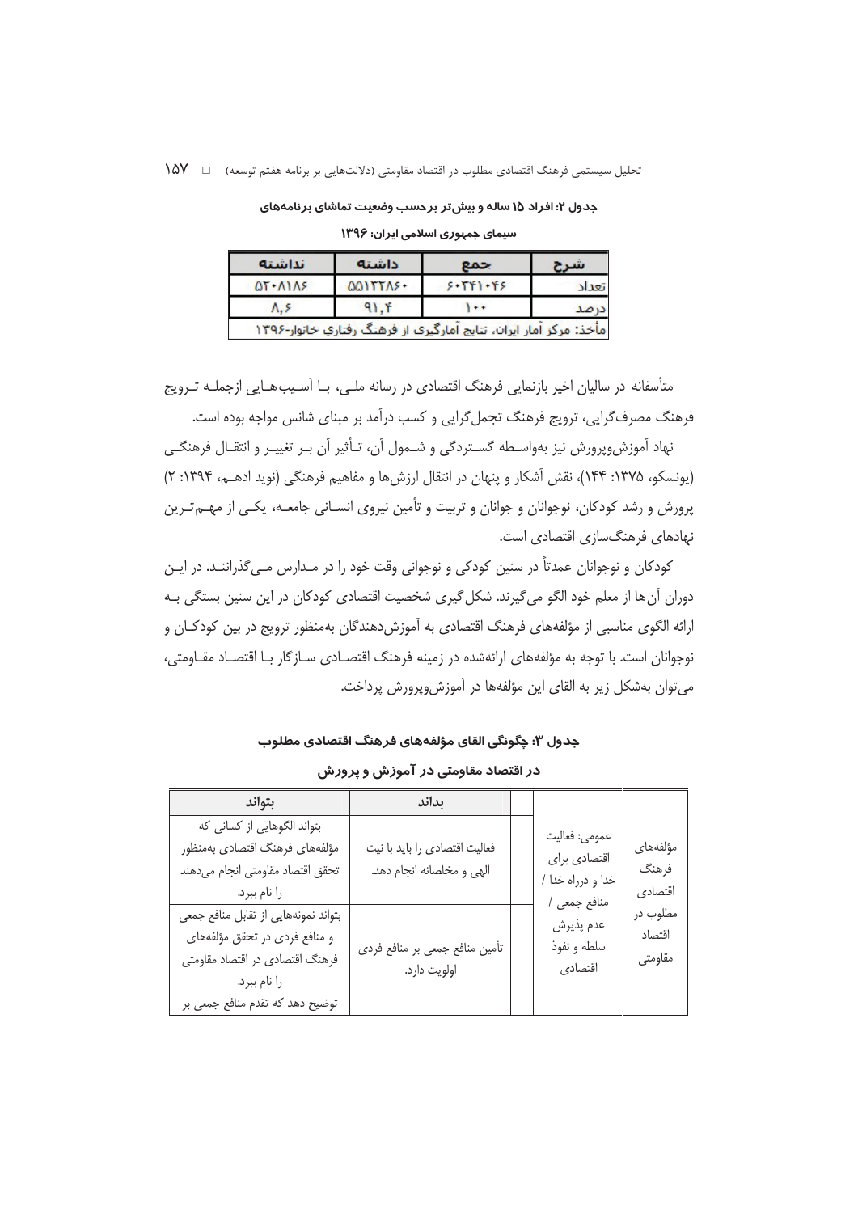**جدول ۲: افراد ۱۵ ساله و بیش‌تر برحسب وضعیت تماشای برنامه‌های سیمای جمهوری اسلامی ایران: ۱۳۹۶**

| شرح | جمع | داشته | نداشته |
|---|---|---|---|
| تعداد | ۶۰۳۴۱۰۴۶ | ۵۵۱۳۲۸۶۰ | ۵۲۰۸۱۸۶ |
| درصد | ۱۰۰ | ۹۱,۴ | ۸,۶ |
| مأخذ: مرکز آمار ایران، نتایج آمارگیری از فرهنگ رفتاری خانوار-۱۳۹۶ | | | |

متأسفانه در سالیان اخیر بازنمایی فرهنگ اقتصادی در رسانه ملـی، بـا آسـیب‌هـایی ازجملـه تـرویج فرهنگ مصرف‌گرایی، ترویج فرهنگ تجمل‌گرایی و کسب درآمد بر مبنای شانس مواجه بوده است.

نهاد آموزش‌وپرورش نیز به‌واسـطه گسـتردگی و شـمول آن، تـأثیر آن بـر تغییـر و انتقـال فرهنگـی (یونسکو، ۱۳۷۵: ۱۴۴)، نقش آشکار و پنهان در انتقال ارزش‌ها و مفاهیم فرهنگی (نوید ادهـم، ۱۳۹۴: ۲) پرورش و رشد کودکان، نوجوانان و جوانان و تربیت و تأمین نیروی انسـانی جامعـه، یکـی از مهـم‌تـرین نهادهای فرهنگ‌سازی اقتصادی است.

کودکان و نوجوانان عمدتاً در سنین کودکی و نوجوانی وقت خود را در مـدارس مـی‌گذراننـد. در ایـن دوران آن‌ها از معلم خود الگو می‌گیرند. شکل‌گیری شخصیت اقتصادی کودکان در این سنین بستگی بـه ارائه الگوی مناسبی از مؤلفه‌های فرهنگ اقتصادی به آموزش‌دهندگان به‌منظور ترویج در بین کودکـان و نوجوانان است. با توجه به مؤلفه‌های ارائه‌شده در زمینه فرهنگ اقتصـادی سـازگار بـا اقتصـاد مقـاومتی، می‌توان به‌شکل زیر به القای این مؤلفه‌ها در آموزش‌وپرورش پرداخت.

**جدول ۳: چگونگی القای مؤلفه‌های فرهنگ اقتصادی مطلوب در اقتصاد مقاومتی در آموزش و پرورش**

| | | | بداند | بتواند |
|---|---|---|---|---|
| مؤلفه‌های فرهنگ اقتصادی مطلوب در اقتصاد مقاومتی | عمومی: فعالیت اقتصادی برای خدا و درراه خدا / منافع جمعی / عدم پذیرش سلطه و نفوذ اقتصادی | | فعالیت اقتصادی را باید با نیت الهی و مخلصانه انجام دهد. | بتواند الگوهایی از کسانی که مؤلفه‌های فرهنگ اقتصادی به‌منظور تحقق اقتصاد مقاومتی انجام می‌دهند را نام ببرد. |
| | | | تأمین منافع جمعی بر منافع فردی اولویت دارد. | بتواند نمونه‌هایی از تقابل منافع جمعی و منافع فردی در تحقق مؤلفه‌های فرهنگ اقتصادی در اقتصاد مقاومتی را نام ببرد. توضیح دهد که تقدم منافع جمعی بر |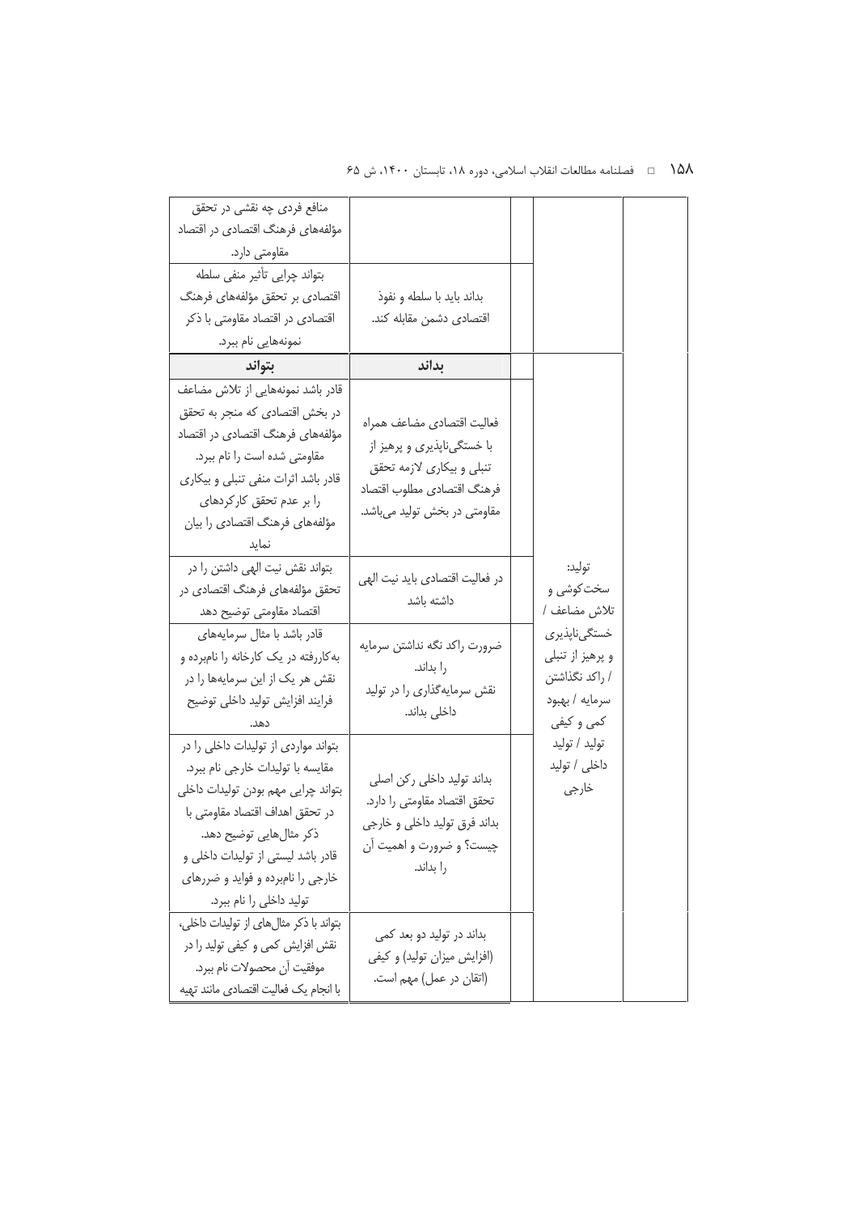| | | | بداند | بتواند |
|---|---|---|---|---|
| | | | | منافع فردی چه نقشی در تحقق مؤلفه‌های فرهنگ اقتصادی در اقتصاد مقاومتی دارد. |
| | | | بداند باید با سلطه و نفوذ اقتصادی دشمن مقابله کند. | بتواند چرایی تأثیر منفی سلطه اقتصادی بر تحقق مؤلفه‌های فرهنگ اقتصادی در اقتصاد مقاومتی با ذکر نمونه‌هایی نام ببرد. |
| | | | **بداند** | **بتواند** |
| | تولید: سخت‌کوشی و تلاش مضاعف / خستگی‌ناپذیری و پرهیز از تنبلی / راکد نگذاشتن سرمایه / بهبود کمی و کیفی تولید / تولید داخلی / تولید خارجی | | فعالیت اقتصادی مضاعف همراه با خستگی‌ناپذیری و پرهیز از تنبلی و بیکاری لازمه تحقق فرهنگ اقتصادی مطلوب اقتصاد مقاومتی در بخش تولید می‌باشد. | قادر باشد نمونه‌هایی از تلاش مضاعف در بخش اقتصادی که منجر به تحقق مؤلفه‌های فرهنگ اقتصادی در اقتصاد مقاومتی شده است را نام ببرد. قادر باشد اثرات منفی تنبلی و بیکاری را بر عدم تحقق کارکردهای مؤلفه‌های فرهنگ اقتصادی را بیان نماید |
| | | | در فعالیت اقتصادی باید نیت الهی داشته باشد | بتواند نقش نیت الهی داشتن را در تحقق مؤلفه‌های فرهنگ اقتصادی در اقتصاد مقاومتی توضیح دهد |
| | | | ضرورت راکد نگه نداشتن سرمایه را بداند. نقش سرمایه‌گذاری را در تولید داخلی بداند. | قادر باشد با مثال سرمایه‌های به‌کاررفته در یک کارخانه را نام‌برده و نقش هر یک از این سرمایه‌ها را در فرایند افزایش تولید داخلی توضیح دهد. |
| | | | بداند تولید داخلی رکن اصلی تحقق اقتصاد مقاومتی را دارد. بداند فرق تولید داخلی و خارجی چیست؟ و ضرورت و اهمیت آن را بداند. | بتواند مواردی از تولیدات داخلی را در مقایسه با تولیدات خارجی نام ببرد. بتواند چرایی مهم بودن تولیدات داخلی در تحقق اهداف اقتصاد مقاومتی با ذکر مثال‌هایی توضیح دهد. قادر باشد لیستی از تولیدات داخلی و خارجی را نام‌برده و فواید و ضررهای تولید داخلی را نام ببرد. |
| | | | بداند در تولید دو بعد کمی (افزایش میزان تولید) و کیفی (اتقان در عمل) مهم است. | بتواند با ذکر مثال‌های از تولیدات داخلی، نقش افزایش کمی و کیفی تولید را در موفقیت آن محصولات نام ببرد. با انجام یک فعالیت اقتصادی مانند تهیه |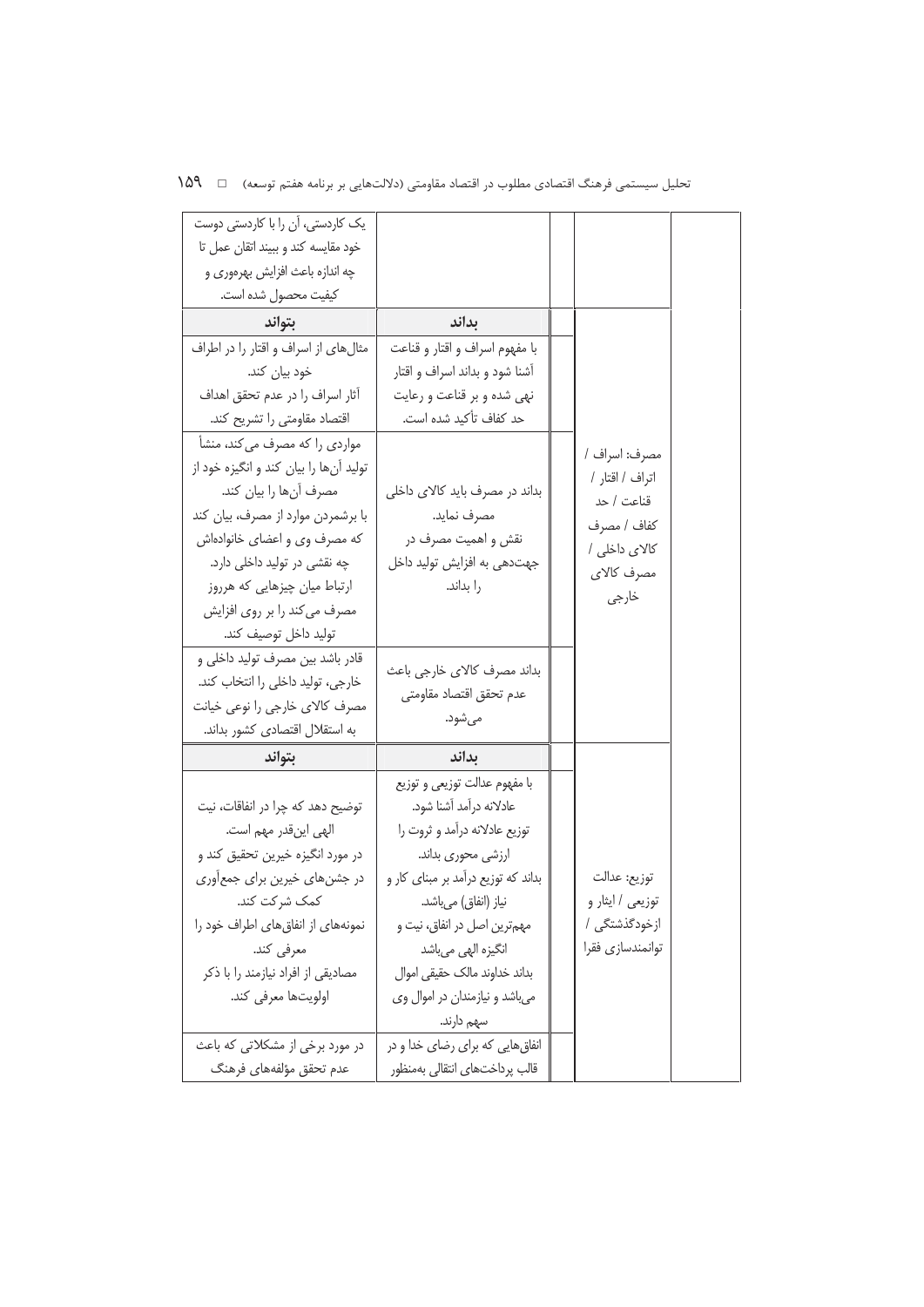| بتواند | بداند | | | |
|---|---|---|---|---|
| یک کاردستی، آن را با کاردستی دوست خود مقایسه کند و ببیند اتقان عمل تا چه اندازه باعث افزایش بهره‌وری و کیفیت محصول شده است. | | | | |
| **بتواند** | **بداند** | | مصرف: اسراف / اتراف / اقتار / قناعت / حد کفاف / مصرف کالای داخلی / مصرف کالای خارجی | |
| مثال‌های از اسراف و اقتار را در اطراف خود بیان کند. آثار اسراف را در عدم تحقق اهداف اقتصاد مقاومتی را تشریح کند. | با مفهوم اسراف و اقتار و قناعت آشنا شود و بداند اسراف و اقتار نهی شده و بر قناعت و رعایت حد کفاف تأکید شده است. | | | |
| مواردی را که مصرف می‌کند، منشأ تولید آن‌ها را بیان کند و انگیزه خود از مصرف آن‌ها را بیان کند. با برشمردن موارد از مصرف، بیان کند که مصرف وی و اعضای خانواده‌اش چه نقشی در تولید داخلی دارد. ارتباط میان چیزهایی که هرروز مصرف می‌کند را بر روی افزایش تولید داخل توصیف کند. | بداند در مصرف باید کالای داخلی مصرف نماید. نقش و اهمیت مصرف در جهت‌دهی به افزایش تولید داخل را بداند. | | | |
| قادر باشد بین مصرف تولید داخلی و خارجی، تولید داخلی را انتخاب کند. مصرف کالای خارجی را نوعی خیانت به استقلال اقتصادی کشور بداند. | بداند مصرف کالای خارجی باعث عدم تحقق اقتصاد مقاومتی می‌شود. | | | |
| **بتواند** | **بداند** | | توزیع: عدالت توزیعی / ایثار و ازخودگذشتگی / توانمندسازی فقرا | |
| توضیح دهد که چرا در انفاقات، نیت الهی این‌قدر مهم است. در مورد انگیزه خیرین تحقیق کند و در جشن‌های خیرین برای جمع‌آوری کمک شرکت کند. نمونه‌های از انفاق‌های اطراف خود را معرفی کند. مصادیقی از افراد نیازمند را با ذکر اولویت‌ها معرفی کند. | با مفهوم عدالت توزیعی و توزیع عادلانه درآمد آشنا شود. توزیع عادلانه درآمد و ثروت را ارزشی محوری بداند. بداند که توزیع درآمد بر مبنای کار و نیاز (انفاق) می‌باشد. مهم‌ترین اصل در انفاق، نیت و انگیزه الهی می‌باشد. بداند خداوند مالک حقیقی اموال می‌باشد و نیازمندان در اموال وی سهم دارند. | | | |
| در مورد برخی از مشکلاتی که باعث عدم تحقق مؤلفه‌های فرهنگ | انفاق‌هایی که برای رضای خدا و در قالب پرداخت‌های انتقالی به‌منظور | | | |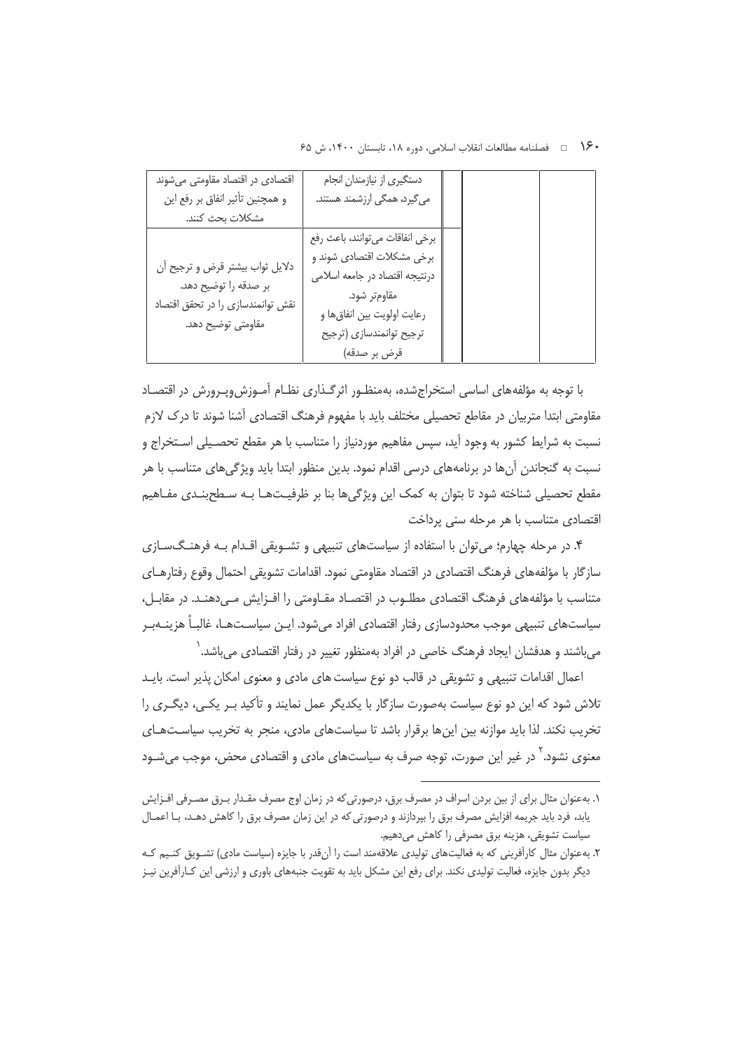| | | دستگیری از نیازمندان انجام می‌گیرد، همگی ارزشمند هستند. | اقتصادی در اقتصاد مقاومتی می‌شوند و همچنین تأثیر انفاق بر رفع این مشکلات بحث کنند. |
|---|---|---|---|
| | | برخی انفاقات می‌توانند، باعث رفع برخی مشکلات اقتصادی شوند و درنتیجه اقتصاد در جامعه اسلامی مقاوم‌تر شود. رعایت اولویت بین انفاق‌ها و ترجیح توانمندسازی (ترجیح قرض بر صدقه) | دلایل ثواب بیشتر قرض و ترجیح آن بر صدقه را توضیح دهد. نقش توانمندسازی را در تحقق اقتصاد مقاومتی توضیح دهد. |

با توجه به مؤلفه‌های اساسی استخراج‌شده، به‌منظور اثرگذاری نظام آموزش‌وپرورش در اقتصاد مقاومتی ابتدا متربیان در مقاطع تحصیلی مختلف باید با مفهوم فرهنگ اقتصادی آشنا شوند تا درک لازم نسبت به شرایط کشور به وجود آید، سپس مفاهیم موردنیاز را متناسب با هر مقطع تحصیلی استخراج و نسبت به گنجاندن آن‌ها در برنامه‌های درسی اقدام نمود. بدین منظور ابتدا باید ویژگی‌های متناسب با هر مقطع تحصیلی شناخته شود تا بتوان به کمک این ویژگی‌ها بنا بر ظرفیت‌ها به سطح‌بندی مفاهیم اقتصادی متناسب با هر مرحله سنی پرداخت

۴. در مرحله چهارم؛ می‌توان با استفاده از سیاست‌های تنبیهی و تشویقی اقدام به فرهنگ‌سازی سازگار با مؤلفه‌های فرهنگ اقتصادی در اقتصاد مقاومتی نمود. اقدامات تشویقی احتمال وقوع رفتارهای متناسب با مؤلفه‌های فرهنگ اقتصادی مطلوب در اقتصاد مقاومتی را افزایش می‌دهند. در مقابل، سیاست‌های تنبیهی موجب محدودسازی رفتار اقتصادی افراد می‌شود. این سیاست‌ها، غالباً هزینه‌بر می‌باشند و هدفشان ایجاد فرهنگ خاصی در افراد به‌منظور تغییر در رفتار اقتصادی می‌باشد.[1]

اعمال اقدامات تنبیهی و تشویقی در قالب دو نوع سیاست های مادی و معنوی امکان پذیر است. باید تلاش شود که این دو نوع سیاست به‌صورت سازگار با یکدیگر عمل نمایند و تأکید بر یکی، دیگری را تخریب نکند. لذا باید موازنه بین این‌ها برقرار باشد تا سیاست‌های مادی، منجر به تخریب سیاست‌های معنوی نشود.[2] در غیر این صورت، توجه صرف به سیاست‌های مادی و اقتصادی محض، موجب می‌شود

---

۱. به‌عنوان مثال برای از بین بردن اسراف در مصرف برق، درصورتی‌که در زمان اوج مصرف مقدار برق مصرفی افزایش یابد، فرد باید جریمه افزایش مصرف برق را بپردازند و درصورتی که در این زمان مصرف برق را کاهش دهد، با اعمال سیاست تشویقی، هزینه برق مصرفی را کاهش می‌دهیم.

۲. به‌عنوان مثال کارآفرینی که به فعالیت‌های تولیدی علاقه‌مند است را آن‌قدر با جایزه (سیاست مادی) تشویق کنیم که دیگر بدون جایزه، فعالیت تولیدی نکند. برای رفع این مشکل باید به تقویت جنبه‌های باوری و ارزشی این کارآفرین نیز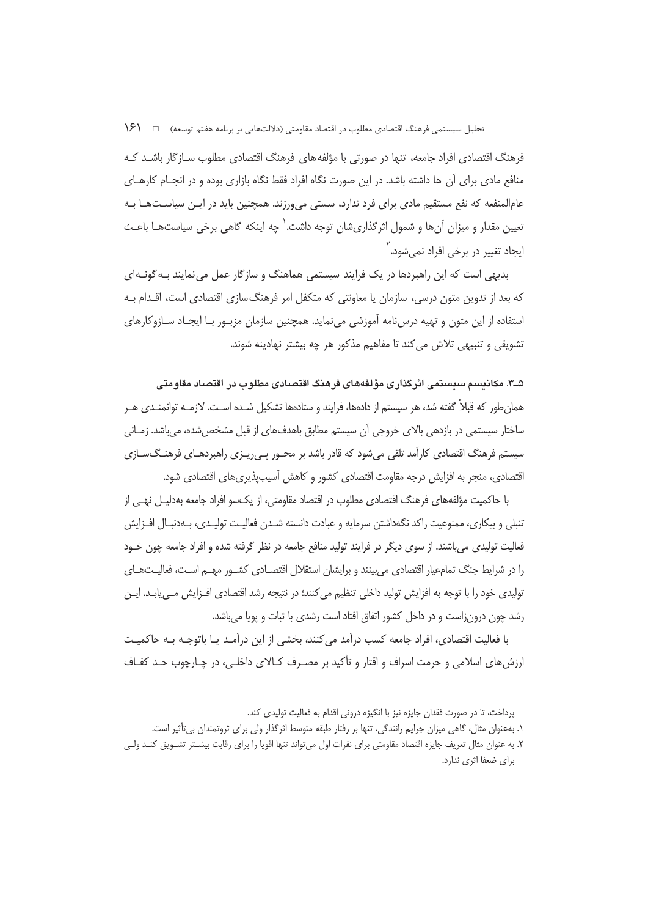فرهنگ اقتصادی افراد جامعه، تنها در صورتی با مؤلفه‌های فرهنگ اقتصادی مطلوب سازگار باشد که منافع مادی برای آن ها داشته باشد. در این صورت نگاه افراد فقط نگاه بازاری بوده و در انجام کارهای عام‌المنفعه که نفع مستقیم مادی برای فرد ندارد، سستی می‌ورزند. همچنین باید در این سیاست‌ها به تعیین مقدار و میزان آن‌ها و شمول اثرگذاری‌شان توجه داشت.[1] چه اینکه گاهی برخی سیاست‌ها باعث ایجاد تغییر در برخی افراد نمی‌شود.[2]

بدیهی است که این راهبردها در یک فرایند سیستمی هماهنگ و سازگار عمل می‌نمایند به‌گونه‌ای که بعد از تدوین متون درسی، سازمان یا معاونتی که متکفل امر فرهنگ‌سازی اقتصادی است، اقدام به استفاده از این متون و تهیه درس‌نامه آموزشی می‌نماید. همچنین سازمان مزبور با ایجاد سازوکارهای تشویقی و تنبیهی تلاش می‌کند تا مفاهیم مذکور هر چه بیشتر نهادینه شوند.

### ۵-۳. مکانیسم سیستمی اثرگذاری مؤلفه‌های فرهنگ اقتصادی مطلوب در اقتصاد مقاومتی

همان‌طور که قبلاً گفته شد، هر سیستم از داده‌ها، فرایند و ستاده‌ها تشکیل شده است. لازمه توانمندی هر ساختار سیستمی در بازدهی بالای خروجی آن سیستم مطابق باهدف‌های از قبل مشخص‌شده، می‌باشد. زمانی سیستم فرهنگ اقتصادی کارآمد تلقی می‌شود که قادر باشد بر محور پی‌ریزی راهبردهای فرهنگ‌سازی اقتصادی، منجر به افزایش درجه مقاومت اقتصادی کشور و کاهش آسیب‌پذیری‌های اقتصادی شود.

با حاکمیت مؤلفه‌های فرهنگ اقتصادی مطلوب در اقتصاد مقاومتی، از یک‌سو افراد جامعه به‌دلیل نهی از تنبلی و بیکاری، ممنوعیت راکد نگه‌داشتن سرمایه و عبادت دانسته شدن فعالیت تولیدی، به‌دنبال افزایش فعالیت تولیدی می‌باشند. از سوی دیگر در فرایند تولید منافع جامعه در نظر گرفته شده و افراد جامعه چون خود را در شرایط جنگ تمام‌عیار اقتصادی می‌بینند و برایشان استقلال اقتصادی کشور مهم است، فعالیت‌های تولیدی خود را با توجه به افزایش تولید داخلی تنظیم می‌کنند؛ در نتیجه رشد اقتصادی افزایش می‌یابد. این رشد چون درون‌زاست و در داخل کشور اتفاق افتاد است رشدی با ثبات و پویا می‌باشد.

با فعالیت اقتصادی، افراد جامعه کسب درآمد می‌کنند، بخشی از این درآمد یا باتوجه به حاکمیت ارزش‌های اسلامی و حرمت اسراف و اقتار و تأکید بر مصرف کالای داخلی، در چارچوب حد کفاف

---

پرداخت، تا در صورت فقدان جایزه نیز با انگیزه درونی اقدام به فعالیت تولیدی کند.

[1]. به‌عنوان مثال، گاهی میزان جرایم رانندگی، تنها بر رفتار طبقه متوسط اثرگذار ولی برای ثروتمندان بی‌تأثیر است.

[2]. به عنوان مثال تعریف جایزه اقتصاد مقاومتی برای نفرات اول می‌تواند تنها اقویا را برای رقابت بیشتر تشویق کند ولی برای ضعفا اثری ندارد.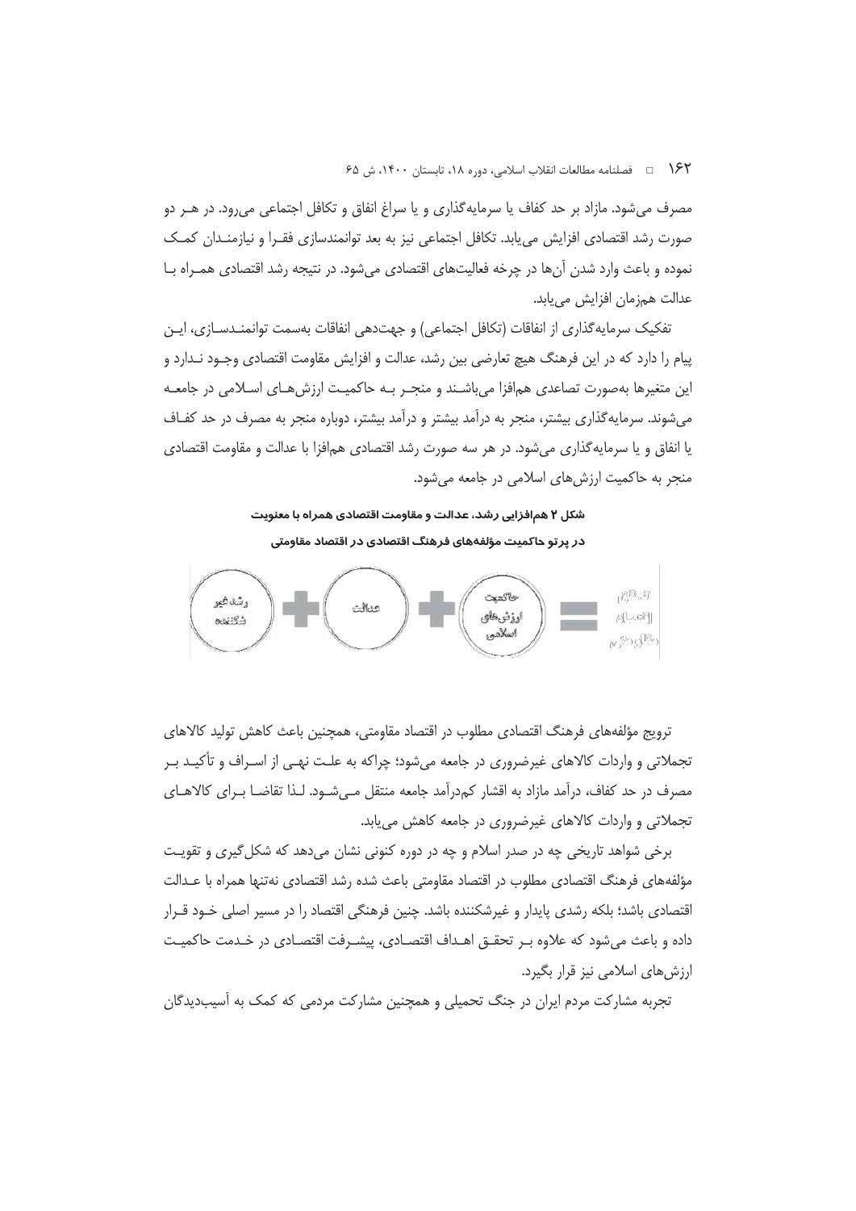مصرف می‌شود. مازاد بر حد کفاف یا سرمایه‌گذاری و یا سراغ انفاق و تکافل اجتماعی می‌رود. در هر دو صورت رشد اقتصادی افزایش می‌یابد. تکافل اجتماعی نیز به بعد توانمندسازی فقرا و نیازمندان کمک نموده و باعث وارد شدن آن‌ها در چرخه فعالیت‌های اقتصادی می‌شود. در نتیجه رشد اقتصادی همراه با عدالت هم‌زمان افزایش می‌یابد.

تفکیک سرمایه‌گذاری از انفاقات (تکافل اجتماعی) و جهت‌دهی انفاقات به‌سمت توانمندسازی، این پیام را دارد که در این فرهنگ هیچ تعارضی بین رشد، عدالت و افزایش مقاومت اقتصادی وجود ندارد و این متغیرها به‌صورت تصاعدی هم‌افزا می‌باشند و منجر به حاکمیت ارزش‌های اسلامی در جامعه می‌شوند. سرمایه‌گذاری بیشتر، منجر به درآمد بیشتر و درآمد بیشتر، دوباره منجر به مصرف در حد کفاف یا انفاق و یا سرمایه‌گذاری می‌شود. در هر سه صورت رشد اقتصادی هم‌افزا با عدالت و مقاومت اقتصادی منجر به حاکمیت ارزش‌های اسلامی در جامعه می‌شود.

**شکل ۲ هم‌افزایی رشد، عدالت و مقاومت اقتصادی همراه با معنویت در پرتو حاکمیت مؤلفه‌های فرهنگ اقتصادی در اقتصاد مقاومتی**

رشد غیر شکننده + عدالت + حاکمیت ارزش‌های اسلامی = تاب‌آوری اقتصادی (مقاومتی)

ترویج مؤلفه‌های فرهنگ اقتصادی مطلوب در اقتصاد مقاومتی، همچنین باعث کاهش تولید کالاهای تجملاتی و واردات کالاهای غیرضروری در جامعه می‌شود؛ چراکه به علت نهی از اسراف و تأکید بر مصرف در حد کفاف، درآمد مازاد به اقشار کم‌درآمد جامعه منتقل می‌شود. لذا تقاضا برای کالاهای تجملاتی و واردات کالاهای غیرضروری در جامعه کاهش می‌یابد.

برخی شواهد تاریخی چه در صدر اسلام و چه در دوره کنونی نشان می‌دهد که شکل‌گیری و تقویت مؤلفه‌های فرهنگ اقتصادی مطلوب در اقتصاد مقاومتی باعث شده رشد اقتصادی نه‌تنها همراه با عدالت اقتصادی باشد؛ بلکه رشدی پایدار و غیرشکننده باشد. چنین فرهنگی اقتصاد را در مسیر اصلی خود قرار داده و باعث می‌شود که علاوه بر تحقق اهداف اقتصادی، پیشرفت اقتصادی در خدمت حاکمیت ارزش‌های اسلامی نیز قرار بگیرد.

تجربه مشارکت مردم ایران در جنگ تحمیلی و همچنین مشارکت مردمی که کمک به آسیب‌دیدگان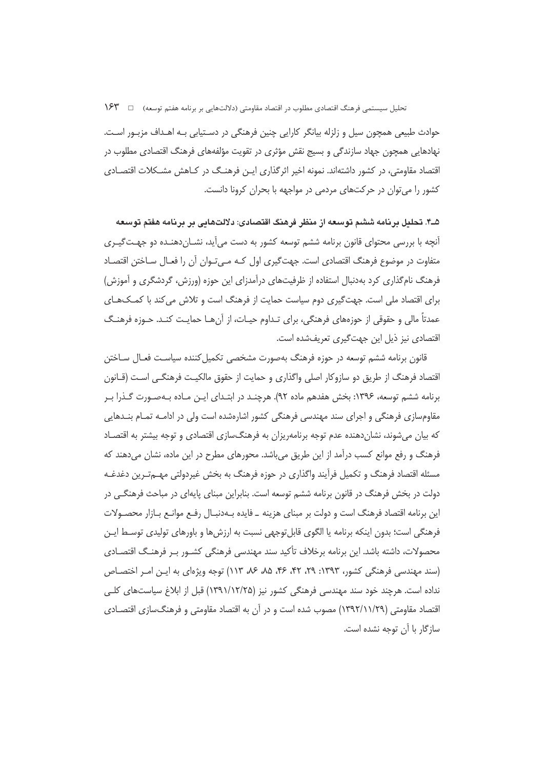حوادث طبیعی همچون سیل و زلزله بیانگر کارایی چنین فرهنگی در دستیابی به اهداف مزبور است. نهادهایی همچون جهاد سازندگی و بسیج نقش مؤثری در تقویت مؤلفه‌های فرهنگ اقتصادی مطلوب در اقتصاد مقاومتی، در کشور داشته‌اند. نمونه اخیر اثرگذاری این فرهنگ در کاهش مشکلات اقتصادی کشور را می‌توان در حرکت‌های مردمی در مواجهه با بحران کرونا دانست.

### ۵ـ۴. تحلیل برنامه ششم توسعه از منظر فرهنگ اقتصادی: دلالت‌هایی بر برنامه هفتم توسعه

آنچه با بررسی محتوای قانون برنامه ششم توسعه کشور به دست می‌آید، نشان‌دهنده دو جهت‌گیری متفاوت در موضوع فرهنگ اقتصادی است. جهت‌گیری اول که می‌توان آن را فعال ساختن اقتصاد فرهنگ نام‌گذاری کرد به‌دنبال استفاده از ظرفیت‌های درآمدزای این حوزه (ورزش، گردشگری و آموزش) برای اقتصاد ملی است. جهت‌گیری دوم سیاست حمایت از فرهنگ است و تلاش می‌کند با کمک‌های عمدتاً مالی و حقوقی از حوزه‌های فرهنگی، برای تداوم حیات، از آن‌ها حمایت کند. حوزه فرهنگ اقتصادی نیز ذیل این جهت‌گیری تعریف‌شده است.

قانون برنامه ششم توسعه در حوزه فرهنگ به‌صورت مشخصی تکمیل‌کننده سیاست فعال ساختن اقتصاد فرهنگ از طریق دو سازوکار اصلی واگذاری و حمایت از حقوق مالکیت فرهنگی است (قانون برنامه ششم توسعه، ۱۳۹۶: بخش هفدهم ماده ۹۲). هرچند در ابتدای این ماده به‌صورت گذرا بر مقاوم‌سازی فرهنگی و اجرای سند مهندسی فرهنگی کشور اشاره‌شده است ولی در ادامه تمام بندهایی که بیان می‌شوند، نشان‌دهنده عدم توجه برنامه‌ریزان به فرهنگ‌سازی اقتصادی و توجه بیشتر به اقتصاد فرهنگ و رفع موانع کسب درآمد از این طریق می‌باشد. محورهای مطرح در این ماده، نشان می‌دهند که مسئله اقتصاد فرهنگ و تکمیل فرآیند واگذاری در حوزه فرهنگ به بخش غیردولتی مهم‌ترین دغدغه دولت در بخش فرهنگ در قانون برنامه ششم توسعه است. بنابراین مبنای پایه‌ای در مباحث فرهنگی در این برنامه اقتصاد فرهنگ است و دولت بر مبنای هزینه ـ فایده به‌دنبال رفع موانع بازار محصولات فرهنگی است؛ بدون اینکه برنامه یا الگوی قابل‌توجهی نسبت به ارزش‌ها و باورهای تولیدی توسط این محصولات، داشته باشد. این برنامه برخلاف تأکید سند مهندسی فرهنگی کشور بر فرهنگ اقتصادی (سند مهندسی فرهنگی کشور، ۱۳۹۳: ۲۹، ۴۲، ۴۶، ۸۵، ۸۶، ۱۱۳) توجه ویژه‌ای به این امر اختصاص نداده است. هرچند خود سند مهندسی فرهنگی کشور نیز (۱۳۹۱/۱۲/۲۵) قبل از ابلاغ سیاست‌های کلی اقتصاد مقاومتی (۱۳۹۲/۱۱/۲۹) مصوب شده است و در آن به اقتصاد مقاومتی و فرهنگ‌سازی اقتصادی سازگار با آن توجه نشده است.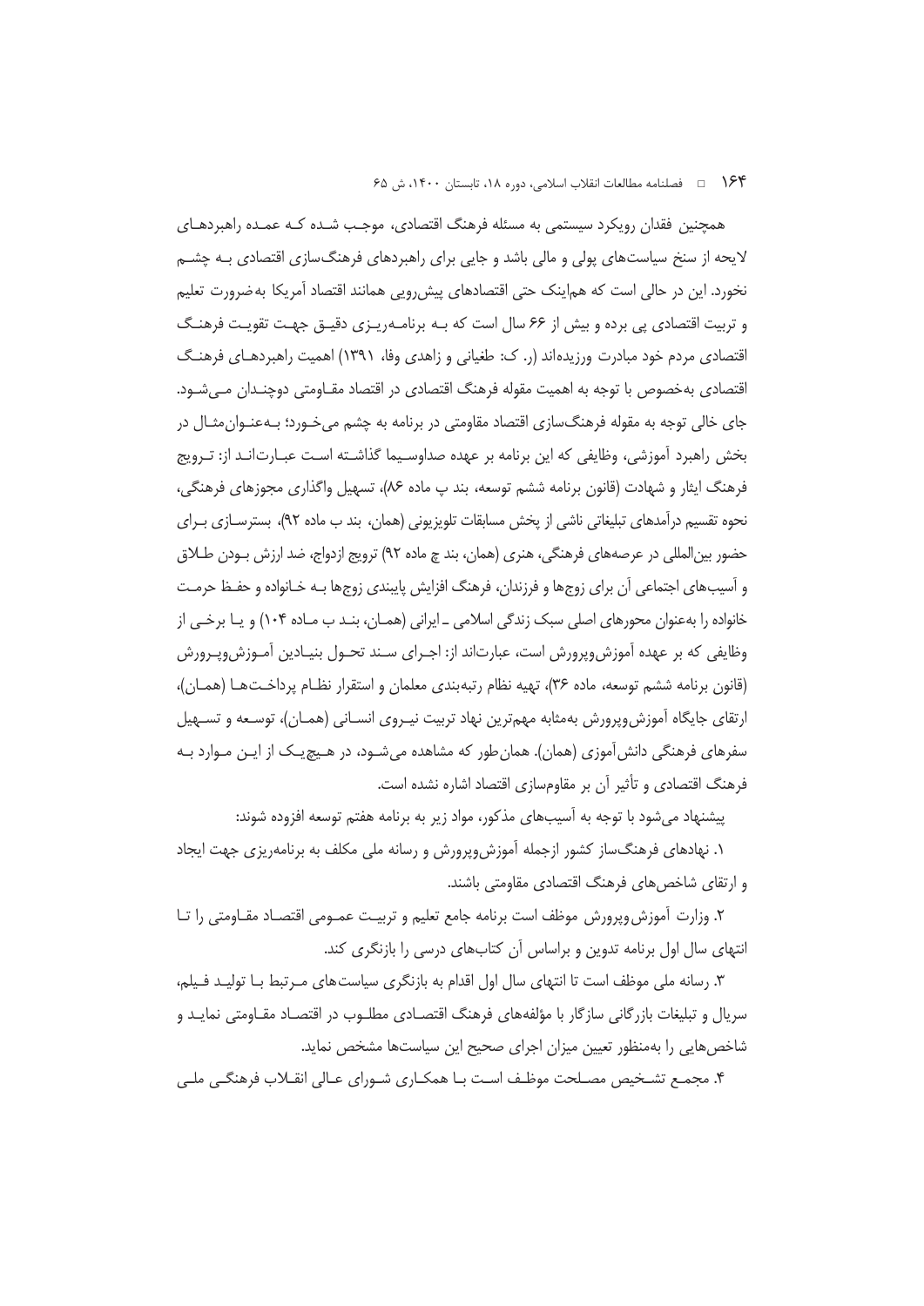همچنین فقدان رویکرد سیستمی به مسئله فرهنگ اقتصادی، موجب شده کـه عمـده راهبردهـای لایحه از سنخ سیاست‌های پولی و مالی باشد و جایی برای راهبردهای فرهنگ‌سازی اقتصادی بـه چشـم نخورد. این در حالی است که هم‌اینک حتی اقتصادهای پیش‌رویی همانند اقتصاد آمریکا به‌ضرورت تعلیم و تربیت اقتصادی پی برده و بیش از ۶۶ سال است که بـه برنامـه‌ریـزی دقیـق جهـت تقویـت فرهنـگ اقتصادی مردم خود مبادرت ورزیده‌اند (ر. ک: طغیانی و زاهدی وفا، ۱۳۹۱) اهمیت راهبردهـای فرهنـگ اقتصادی به‌خصوص با توجه به اهمیت مقوله فرهنگ اقتصادی در اقتصاد مقـاومتی دوچنـدان مـی‌شـود. جای خالی توجه به مقوله فرهنگ‌سازی اقتصاد مقاومتی در برنامه به چشم می‌خـورد؛ بـه‌عنـوان‌مثـال در بخش راهبرد آموزشی، وظایفی که این برنامه بر عهده صداوسـیما گذاشـته اسـت عبـارت‌انـد از: تـرویج فرهنگ ایثار و شهادت (قانون برنامه ششم توسعه، بند پ ماده ۸۶)، تسهیل واگذاری مجوزهای فرهنگی، نحوه تقسیم درآمدهای تبلیغاتی ناشی از پخش مسابقات تلویزیونی (همان، بند ب ماده ۹۲)، بسترسـازی بـرای حضور بین‌المللی در عرصه‌های فرهنگی، هنری (همان، بند چ ماده ۹۲) ترویج ازدواج، ضد ارزش بـودن طـلاق و آسیب‌های اجتماعی آن برای زوج‌ها و فرزندان، فرهنگ افزایش پایبندی زوج‌ها بـه خـانواده و حفـظ حرمـت خانواده را به‌عنوان محورهای اصلی سبک زندگی اسلامی ـ ایرانی (همـان، بنـد ب مـاده ۱۰۴) و یـا برخـی از وظایفی که بر عهده آموزش‌وپرورش است، عبارت‌اند از: اجـرای سـند تحـول بنیـادین آمـوزش‌وپـرورش (قانون برنامه ششم توسعه، ماده ۳۶)، تهیه نظام رتبه‌بندی معلمان و استقرار نظـام پرداخـت‌هـا (همـان)، ارتقای جایگاه آموزش‌وپرورش به‌مثابه مهم‌ترین نهاد تربیت نیـروی انسـانی (همـان)، توسـعه و تسـهیل سفرهای فرهنگی دانش‌آموزی (همان). همان‌طور که مشاهده می‌شـود، در هـیچ‌یـک از ایـن مـوارد بـه فرهنگ اقتصادی و تأثیر آن بر مقاوم‌سازی اقتصاد اشاره نشده است.

پیشنهاد می‌شود با توجه به آسیب‌های مذکور، مواد زیر به برنامه هفتم توسعه افزوده شوند:

۱. نهادهای فرهنگ‌ساز کشور ازجمله آموزش‌وپرورش و رسانه ملی مکلف به برنامه‌ریزی جهت ایجاد و ارتقای شاخص‌های فرهنگ اقتصادی مقاومتی باشند.

۲. وزارت آموزش‌وپرورش موظف است برنامه جامع تعلیم و تربیـت عمـومی اقتصـاد مقـاومتی را تـا انتهای سال اول برنامه تدوین و براساس آن کتاب‌های درسی را بازنگری کند.

۳. رسانه ملی موظف است تا انتهای سال اول اقدام به بازنگری سیاست‌های مـرتبط بـا تولیـد فـیلم، سریال و تبلیغات بازرگانی سازگار با مؤلفه‌های فرهنگ اقتصـادی مطلـوب در اقتصـاد مقـاومتی نمایـد و شاخص‌هایی را به‌منظور تعیین میزان اجرای صحیح این سیاست‌ها مشخص نماید.

۴. مجمـع تشـخیص مصـلحت موظـف اسـت بـا همکـاری شـورای عـالی انقـلاب فرهنگـی ملـی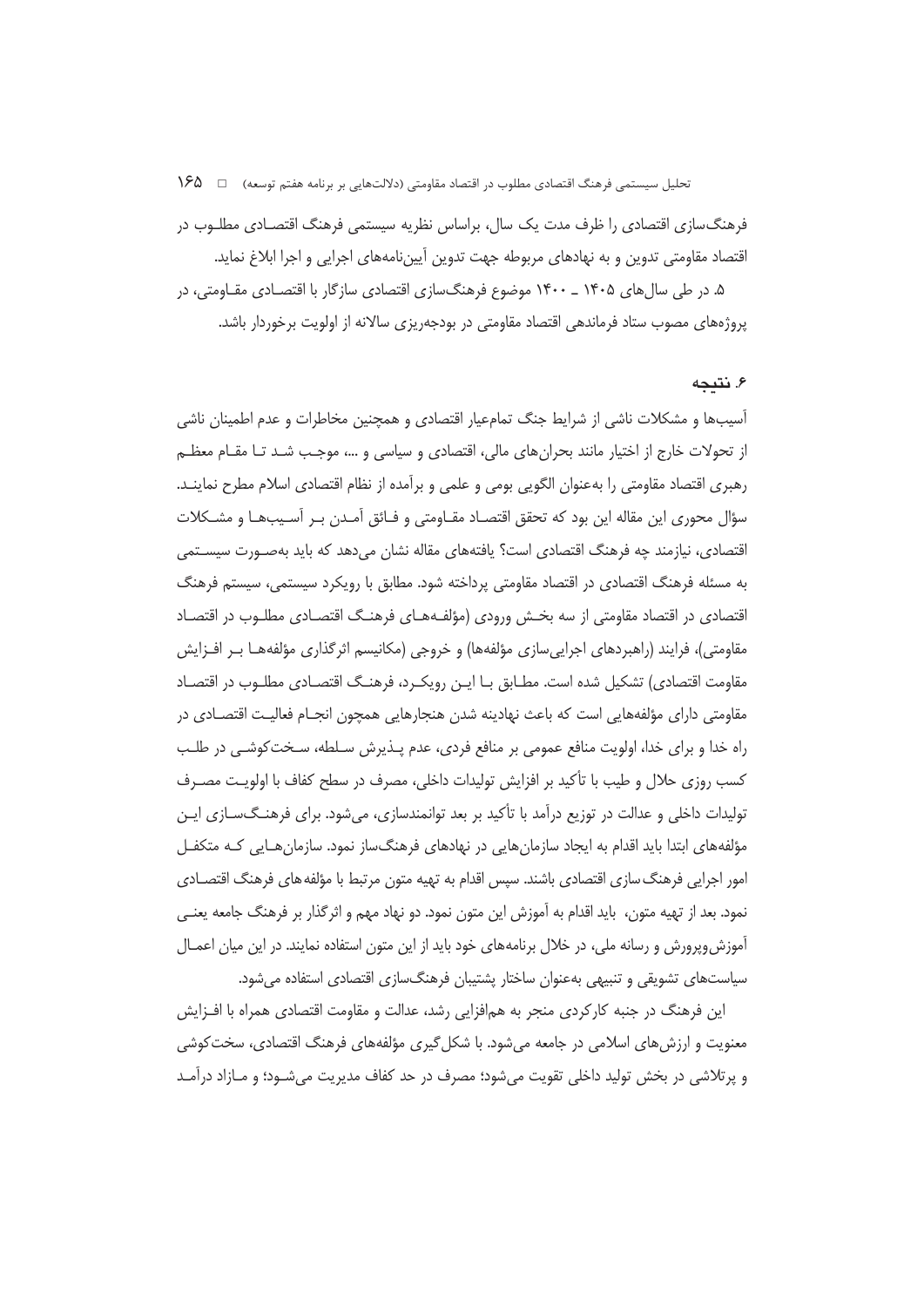فرهنگ‌سازی اقتصادی را ظرف مدت یک سال، براساس نظریه سیستمی فرهنگ اقتصادی مطلوب در اقتصاد مقاومتی تدوین و به نهادهای مربوطه جهت تدوین آیین‌نامه‌های اجرایی و اجرا ابلاغ نماید.

۵. در طی سال‌های ۱۴۰۵ ـ ۱۴۰۰ موضوع فرهنگ‌سازی اقتصادی سازگار با اقتصادی مقاومتی، در پروژه‌های مصوب ستاد فرماندهی اقتصاد مقاومتی در بودجه‌ریزی سالانه از اولویت برخوردار باشد.

## ۶. نتیجه

آسیب‌ها و مشکلات ناشی از شرایط جنگ تمام‌عیار اقتصادی و همچنین مخاطرات و عدم اطمینان ناشی از تحولات خارج از اختیار مانند بحران‌های مالی، اقتصادی و سیاسی و …، موجب شد تا مقام معظم رهبری اقتصاد مقاومتی را به‌عنوان الگویی بومی و علمی و برآمده از نظام اقتصادی اسلام مطرح نمایند. سؤال محوری این مقاله این بود که تحقق اقتصاد مقاومتی و فائق آمدن بر آسیب‌ها و مشکلات اقتصادی، نیازمند چه فرهنگ اقتصادی است؟ یافته‌های مقاله نشان می‌دهد که باید به‌صورت سیستمی به مسئله فرهنگ اقتصادی در اقتصاد مقاومتی پرداخته شود. مطابق با رویکرد سیستمی، سیستم فرهنگ اقتصادی در اقتصاد مقاومتی از سه بخش ورودی (مؤلفه‌های فرهنگ اقتصادی مطلوب در اقتصاد مقاومتی)، فرایند (راهبردهای اجرایی‌سازی مؤلفه‌ها) و خروجی (مکانیسم اثرگذاری مؤلفه‌ها بر افزایش مقاومت اقتصادی) تشکیل شده است. مطابق با این رویکرد، فرهنگ اقتصادی مطلوب در اقتصاد مقاومتی دارای مؤلفه‌هایی است که باعث نهادینه شدن هنجارهایی همچون انجام فعالیت اقتصادی در راه خدا و برای خدا، اولویت منافع عمومی بر منافع فردی، عدم پذیرش سلطه، سخت‌کوشی در طلب کسب روزی حلال و طیب با تأکید بر افزایش تولیدات داخلی، مصرف در سطح کفاف با اولویت مصرف تولیدات داخلی و عدالت در توزیع درآمد با تأکید بر بعد توانمندسازی، می‌شود. برای فرهنگ‌سازی این مؤلفه‌های ابتدا باید اقدام به ایجاد سازمان‌هایی در نهادهای فرهنگ‌ساز نمود. سازمان‌هایی که متکفل امور اجرایی فرهنگ‌سازی اقتصادی باشند. سپس اقدام به تهیه متون مرتبط با مؤلفه‌های فرهنگ اقتصادی نمود. بعد از تهیه متون، باید اقدام به آموزش این متون نمود. دو نهاد مهم و اثرگذار بر فرهنگ جامعه یعنی آموزش‌وپرورش و رسانه ملی، در خلال برنامه‌های خود باید از این متون استفاده نمایند. در این میان اعمال سیاست‌های تشویقی و تنبیهی به‌عنوان ساختار پشتیبان فرهنگ‌سازی اقتصادی استفاده می‌شود.

این فرهنگ در جنبه کارکردی منجر به هم‌افزایی رشد، عدالت و مقاومت اقتصادی همراه با افزایش معنویت و ارزش‌های اسلامی در جامعه می‌شود. با شکل‌گیری مؤلفه‌های فرهنگ اقتصادی، سخت‌کوشی و پرتلاشی در بخش تولید داخلی تقویت می‌شود؛ مصرف در حد کفاف مدیریت می‌شود؛ و مازاد درآمد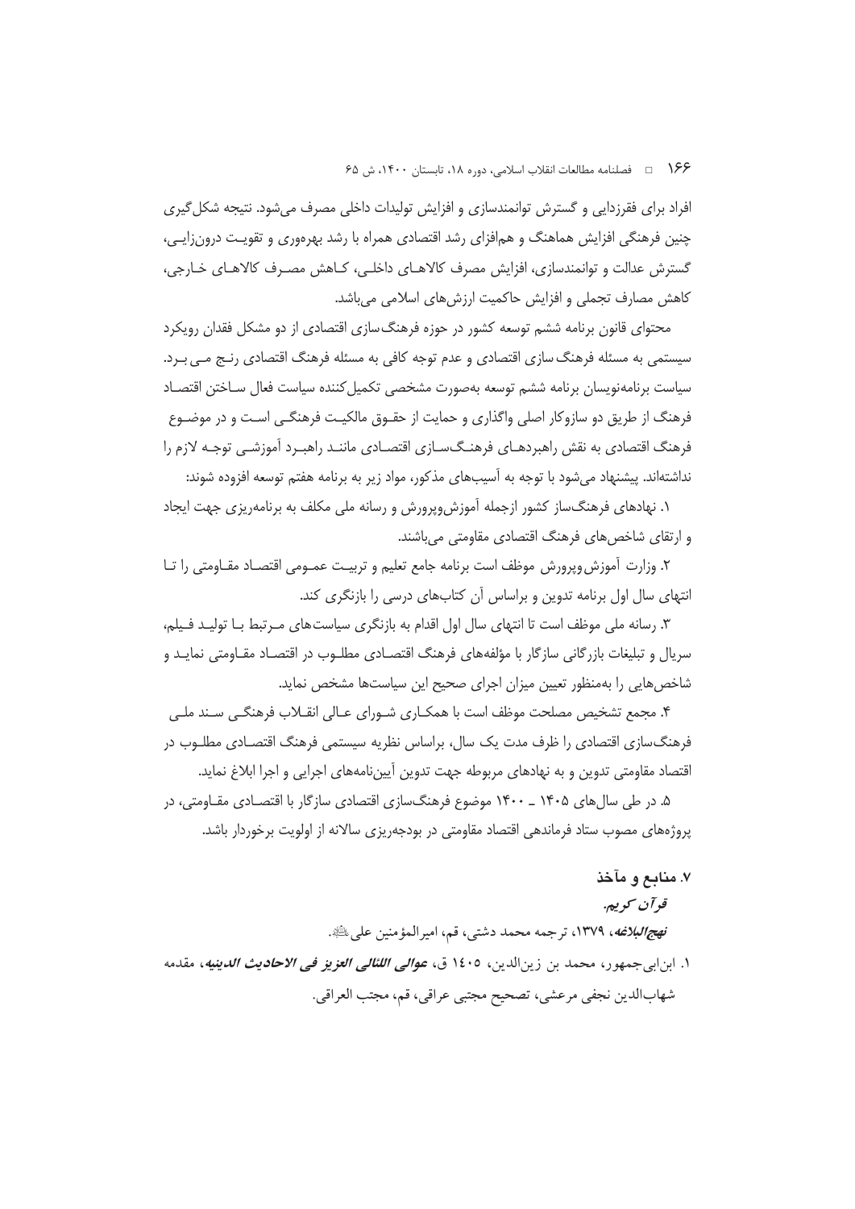افراد برای فقرزدایی و گسترش توانمندسازی و افزایش تولیدات داخلی مصرف می‌شود. نتیجه شکل‌گیری چنین فرهنگی افزایش هماهنگ و هم‌افزای رشد اقتصادی همراه با رشد بهره‌وری و تقویت درون‌زایی، گسترش عدالت و توانمندسازی، افزایش مصرف کالاهای داخلی، کاهش مصرف کالاهای خارجی، کاهش مصارف تجملی و افزایش حاکمیت ارزش‌های اسلامی می‌باشد.

محتوای قانون برنامه ششم توسعه کشور در حوزه فرهنگ‌سازی اقتصادی از دو مشکل فقدان رویکرد سیستمی به مسئله فرهنگ سازی اقتصادی و عدم توجه کافی به مسئله فرهنگ اقتصادی رنج می برد. سیاست برنامه‌نویسان برنامه ششم توسعه به‌صورت مشخصی تکمیل‌کننده سیاست فعال ساختن اقتصاد فرهنگ از طریق دو سازوکار اصلی واگذاری و حمایت از حقوق مالکیت فرهنگی است و در موضوع فرهنگ اقتصادی به نقش راهبردهای فرهنگ‌سازی اقتصادی مانند راهبرد آموزشی توجه لازم را نداشته‌اند. پیشنهاد می‌شود با توجه به آسیب‌های مذکور، مواد زیر به برنامه هفتم توسعه افزوده شوند:

۱. نهادهای فرهنگ‌ساز کشور ازجمله آموزش‌وپرورش و رسانه ملی مکلف به برنامه‌ریزی جهت ایجاد و ارتقای شاخص‌های فرهنگ اقتصادی مقاومتی می‌باشند.

۲. وزارت آموزش‌وپرورش موظف است برنامه جامع تعلیم و تربیت عمومی اقتصاد مقاومتی را تا انتهای سال اول برنامه تدوین و براساس آن کتاب‌های درسی را بازنگری کند.

۳. رسانه ملی موظف است تا انتهای سال اول اقدام به بازنگری سیاست‌های مرتبط با تولید فیلم، سریال و تبلیغات بازرگانی سازگار با مؤلفه‌های فرهنگ اقتصادی مطلوب در اقتصاد مقاومتی نماید و شاخص‌هایی را به‌منظور تعیین میزان اجرای صحیح این سیاست‌ها مشخص نماید.

۴. مجمع تشخیص مصلحت موظف است با همکاری شورای عالی انقلاب فرهنگی سند ملی فرهنگ‌سازی اقتصادی را ظرف مدت یک سال، براساس نظریه سیستمی فرهنگ اقتصادی مطلوب در اقتصاد مقاومتی تدوین و به نهادهای مربوطه جهت تدوین آیین‌نامه‌های اجرایی و اجرا ابلاغ نماید.

۵. در طی سال‌های ۱۴۰۵ ـ ۱۴۰۰ موضوع فرهنگ‌سازی اقتصادی سازگار با اقتصادی مقاومتی، در پروژه‌های مصوب ستاد فرماندهی اقتصاد مقاومتی در بودجه‌ریزی سالانه از اولویت برخوردار باشد.

## ۷. منابع و مآخذ

*قرآن کریم*.

*نهج‌البلاغه*، ۱۳۷۹، ترجمه محمد دشتی، قم، امیرالمؤمنین علی‌ؑ.

۱. ابن‌ابی‌جمهور، محمد بن زین‌الدین، ۱٤۰۵ ق، ***عوالی اللئالی العزیز فی الاحادیث الدینیه***، مقدمه شهاب‌الدین نجفی مرعشی، تصحیح مجتبی عراقی، قم، مجتب العراقی.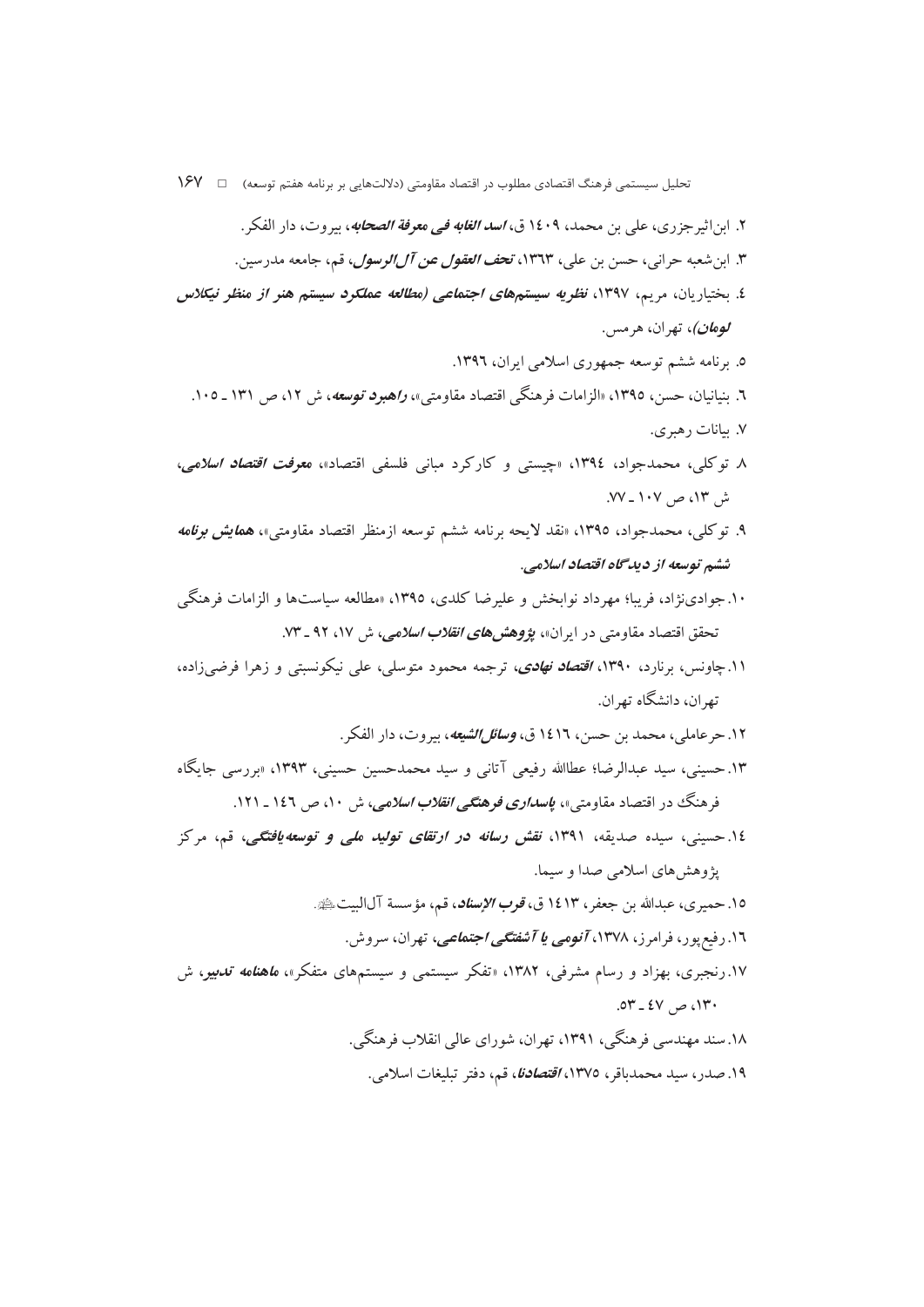۲. ابن‌اثیرجزری، علی بن محمد، ۱٤۰۹ ق، *اسد الغابه فی معرفة الصحابه*، بیروت، دار الفکر.

۳. ابن‌شعبه حرانی، حسن بن علی، ۱۳٦۳، *تحف العقول عن آل الرسول*، قم، جامعه مدرسین.

٤. بختیاریان، مریم، ۱۳۹۷، *نظریه سیستم‌های اجتماعی (مطالعه عملکرد سیستم هنر از منظر نیکلاس لومان)*، تهران، هرمس.

٥. برنامه ششم توسعه جمهوری اسلامی ایران، ۱۳۹٦.

٦. بنیانیان، حسن، ۱۳۹٥، «الزامات فرهنگی اقتصاد مقاومتی»، *راهبرد توسعه*، ش ۱۲، ص ۱۳۱ ـ ۱۰٥.

۷. بیانات رهبری.

۸. توکلی، محمدجواد، ۱۳۹٤، «چیستی و کارکرد مبانی فلسفی اقتصاد»، *معرفت اقتصاد اسلامی*، ش ۱۳، ص ۱۰۷ ـ ۷۷.

۹. توکلی، محمدجواد، ۱۳۹٥، «نقد لایحه برنامه ششم توسعه ازمنظر اقتصاد مقاومتی»، *همایش برنامه ششم توسعه از دیدگاه اقتصاد اسلامی*.

۱۰. جوادی‌نژاد، فریبا؛ مهرداد نوابخش و علیرضا کلدی، ۱۳۹٥، «مطالعه سیاست‌ها و الزامات فرهنگی تحقق اقتصاد مقاومتی در ایران»، *پژوهش‌های انقلاب اسلامی*، ش ۱۷، ۹۲ ـ ۷۳.

۱۱. چاونس، برنارد، ۱۳۹۰، *اقتصاد نهادی*، ترجمه محمود متوسلی، علی نیکونسبتی و زهرا فرضی‌زاده، تهران، دانشگاه تهران.

۱۲. حرعاملی، محمد بن حسن، ۱٤۱٦ ق، *وسائل‌الشیعه*، بیروت، دار الفکر.

۱۳. حسینی، سید عبدالرضا؛ عطاالله رفیعی آتانی و سید محمدحسین حسینی، ۱۳۹۳، «بررسی جایگاه فرهنگ در اقتصاد مقاومتی»، *پاسداری فرهنگی انقلاب اسلامی*، ش ۱۰، ص ۱٤٦ ـ ۱۲۱.

۱٤. حسینی، سیده صدیقه، ۱۳۹۱، *نقش رسانه در ارتقای تولید ملی و توسعه‌یافتگی*، قم، مرکز پژوهش‌های اسلامی صدا و سیما.

۱٥. حمیری، عبدالله بن جعفر، ۱٤۱۳ ق، *قرب الإسناد*، قم، مؤسسة آل‌البیت علیهم‌السلام.

۱٦. رفیع‌پور، فرامرز، ۱۳۷۸، *آنومی یا آشفتگی اجتماعی*، تهران، سروش.

۱۷. رنجبری، بهزاد و رسام مشرفی، ۱۳۸۲، «تفکر سیستمی و سیستم‌های متفکر»، *ماهنامه تدبیر*، ش ۱۳۰، ص ٤۷ ـ ٥۳.

۱۸. سند مهندسی فرهنگی، ۱۳۹۱، تهران، شورای عالی انقلاب فرهنگی.

۱۹. صدر، سید محمدباقر، ۱۳۷٥، *اقتصادنا*، قم، دفتر تبلیغات اسلامی.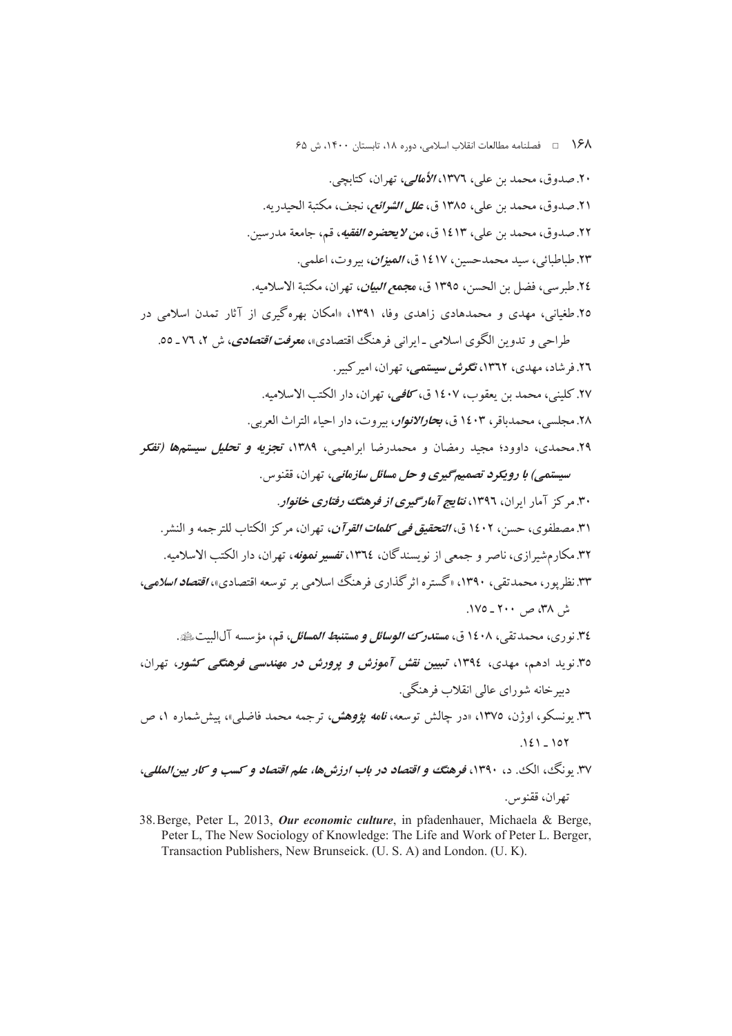۲۰. صدوق، محمد بن علی، ۱۳۷٦، *الأمالی*، تهران، کتابچی.

۲۱. صدوق، محمد بن علی، ۱۳۸۵ ق، *علل الشرائع*، نجف، مکتبة الحیدریه.

۲۲. صدوق، محمد بن علی، ۱٤۱۳ ق، *من لایحضره الفقیه*، قم، جامعة مدرسین.

۲۳. طباطبائی، سید محمدحسین، ۱٤۱۷ ق، *المیزان*، بیروت، اعلمی.

۲٤. طبرسی، فضل بن الحسن، ۱۳۹۵ ق، *مجمع البیان*، تهران، مکتبة الاسلامیه.

۲۵. طغیانی، مهدی و محمدهادی زاهدی وفا، ۱۳۹۱، «امکان بهره‌گیری از آثار تمدن اسلامی در طراحی و تدوین الگوی اسلامی ـ ایرانی فرهنگ اقتصادی»، *معرفت اقتصادی*، ش ۲، ۷٦ ـ ۵۵.

۲٦. فرشاد، مهدی، ۱۳٦۲، *نگرش سیستمی*، تهران، امیرکبیر.

۲۷. کلینی، محمد بن یعقوب، ۱٤۰۷ ق، *کافی*، تهران، دار الکتب الاسلامیه.

۲۸. مجلسی، محمدباقر، ۱٤۰۳ ق، *بحارالانوار*، بیروت، دار احیاء التراث العربی.

۲۹. محمدی، داوود؛ مجید رمضان و محمدرضا ابراهیمی، ۱۳۸۹، *تجزیه و تحلیل سیستم‌ها (تفکر سیستمی) با رویکرد تصمیم‌گیری و حل مسائل سازمانی*، تهران، ققنوس.

۳۰. مرکز آمار ایران، ۱۳۹٦، *نتایج آمارگیری از فرهنگ رفتاری خانوار*.

۳۱. مصطفوی، حسن، ۱٤۰۲ ق، *التحقیق فی کلمات القرآن*، تهران، مرکز الکتاب للترجمه و النشر.

۳۲. مکارم‌شیرازی، ناصر و جمعی از نویسندگان، ۱۳٦٤، *تفسیر نمونه*، تهران، دار الکتب الاسلامیه.

۳۳. نظرپور، محمدتقی، ۱۳۹۰، «گستره اثرگذاری فرهنگ اسلامی بر توسعه اقتصادی»، *اقتصاد اسلامی*، ش ۳۸، ص ۲۰۰ ـ ۱۷۵.

۳٤. نوری، محمدتقی، ۱٤۰۸ ق، *مستدرک الوسائل و مستنبط المسائل*، قم، مؤسسه آل‌البیت ﷺ.

۳۵. نوید ادهم، مهدی، ۱۳۹٤، *تبیین نقش آموزش و پرورش در مهندسی فرهنگی کشور*، تهران، دبیرخانه شورای عالی انقلاب فرهنگی.

۳٦. یونسکو، اوژن، ۱۳۷۵، «در چالش توسعه»، *نامه پژوهش*، ترجمه محمد فاضلی»، پیش‌شماره ۱، ص ۱۵۲ ـ ۱٤۱.

۳۷. یونگ، الک. د، ۱۳۹۰، *فرهنگ و اقتصاد در باب ارزش‌ها، علم اقتصاد و کسب و کار بین‌المللی*، تهران، ققنوس.

38. Berge, Peter L, 2013, ***Our economic culture***, in pfadenhauer, Michaela & Berge, Peter L, The New Sociology of Knowledge: The Life and Work of Peter L. Berger, Transaction Publishers, New Brunseick. (U. S. A) and London. (U. K).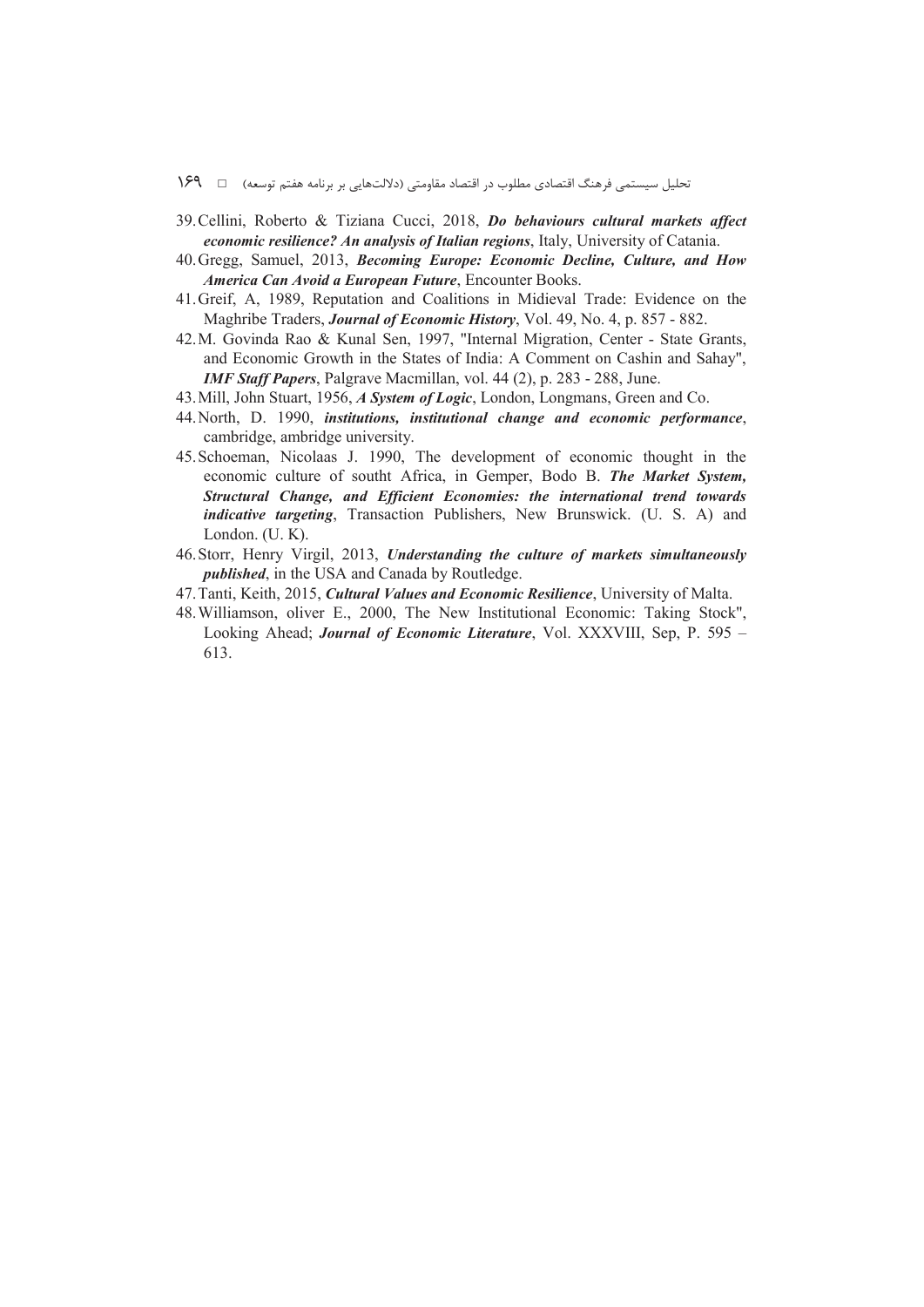39. Cellini, Roberto & Tiziana Cucci, 2018, ***Do behaviours cultural markets affect economic resilience? An analysis of Italian regions***, Italy, University of Catania.
40. Gregg, Samuel, 2013, ***Becoming Europe: Economic Decline, Culture, and How America Can Avoid a European Future***, Encounter Books.
41. Greif, A, 1989, Reputation and Coalitions in Midieval Trade: Evidence on the Maghribe Traders, ***Journal of Economic History***, Vol. 49, No. 4, p. 857 - 882.
42. M. Govinda Rao & Kunal Sen, 1997, "Internal Migration, Center - State Grants, and Economic Growth in the States of India: A Comment on Cashin and Sahay", ***IMF Staff Papers***, Palgrave Macmillan, vol. 44 (2), p. 283 - 288, June.
43. Mill, John Stuart, 1956, ***A System of Logic***, London, Longmans, Green and Co.
44. North, D. 1990, ***institutions, institutional change and economic performance***, cambridge, ambridge university.
45. Schoeman, Nicolaas J. 1990, The development of economic thought in the economic culture of southt Africa, in Gemper, Bodo B. ***The Market System, Structural Change, and Efficient Economies: the international trend towards indicative targeting***, Transaction Publishers, New Brunswick. (U. S. A) and London. (U. K).
46. Storr, Henry Virgil, 2013, ***Understanding the culture of markets simultaneously published***, in the USA and Canada by Routledge.
47. Tanti, Keith, 2015, ***Cultural Values and Economic Resilience***, University of Malta.
48. Williamson, oliver E., 2000, The New Institutional Economic: Taking Stock", Looking Ahead; ***Journal of Economic Literature***, Vol. XXXVIII, Sep, P. 595 – 613.